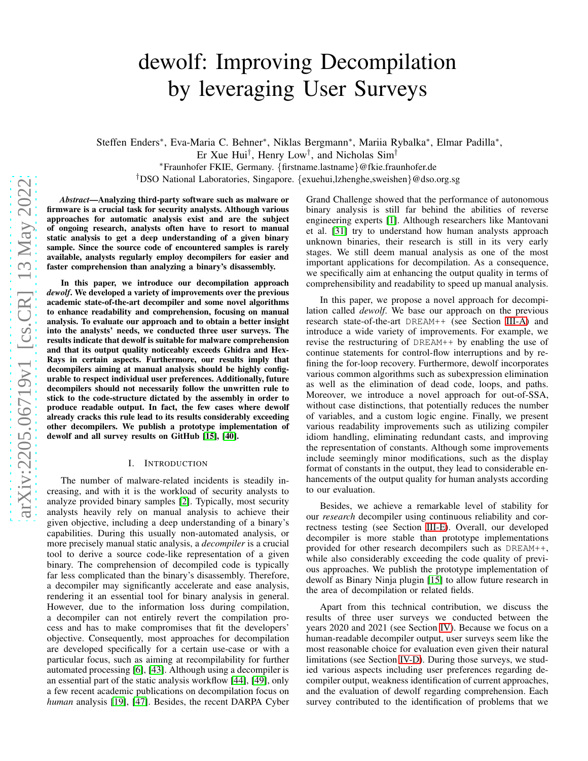# dewolf: Improving Decompilation by leveraging User Surveys

Steffen Enders*, Eva-Maria C. Behner*, Niklas Bergmann*, Mariia Rybalka*, Elmar Padilla*, Er Xue Hui†, Henry Low†, and Nicholas Sim†

*Fraunhofer FKIE, Germany. {firstname.lastname}@fkie.fraunhofer.de

†DSO National Laboratories, Singapore. {exuehui,lzhenghe,sweishen}@dso.org.sg

***Abstract*—Analyzing third-party software such as malware or firmware is a crucial task for security analysts. Although various approaches for automatic analysis exist and are the subject of ongoing research, analysts often have to resort to manual static analysis to get a deep understanding of a given binary sample. Since the source code of encountered samples is rarely available, analysts regularly employ decompilers for easier and faster comprehension than analyzing a binary's disassembly.**

**In this paper, we introduce our decompilation approach *dewolf*. We developed a variety of improvements over the previous academic state-of-the-art decompiler and some novel algorithms to enhance readability and comprehension, focusing on manual analysis. To evaluate our approach and to obtain a better insight into the analysts' needs, we conducted three user surveys. The results indicate that dewolf is suitable for malware comprehension and that its output quality noticeably exceeds Ghidra and Hex-Rays in certain aspects. Furthermore, our results imply that decompilers aiming at manual analysis should be highly configurable to respect individual user preferences. Additionally, future decompilers should not necessarily follow the unwritten rule to stick to the code-structure dictated by the assembly in order to produce readable output. In fact, the few cases where dewolf already cracks this rule lead to its results considerably exceeding other decompilers. We publish a prototype implementation of dewolf and all survey results on GitHub [15], [40].**

## I. Introduction

The number of malware-related incidents is steadily increasing, and with it is the workload of security analysts to analyze provided binary samples [2]. Typically, most security analysts heavily rely on manual analysis to achieve their given objective, including a deep understanding of a binary's capabilities. During this usually non-automated analysis, or more precisely manual static analysis, a *decompiler* is a crucial tool to derive a source code-like representation of a given binary. The comprehension of decompiled code is typically far less complicated than the binary's disassembly. Therefore, a decompiler may significantly accelerate and ease analysis, rendering it an essential tool for binary analysis in general. However, due to the information loss during compilation, a decompiler can not entirely revert the compilation process and has to make compromises that fit the developers' objective. Consequently, most approaches for decompilation are developed specifically for a certain use-case or with a particular focus, such as aiming at recompilability for further automated processing [6], [43]. Although using a decompiler is an essential part of the static analysis workflow [44], [49], only a few recent academic publications on decompilation focus on *human* analysis [19], [47]. Besides, the recent DARPA Cyber Grand Challenge showed that the performance of autonomous binary analysis is still far behind the abilities of reverse engineering experts [1]. Although researchers like Mantovani et al. [31] try to understand how human analysts approach unknown binaries, their research is still in its very early stages. We still deem manual analysis as one of the most important applications for decompilation. As a consequence, we specifically aim at enhancing the output quality in terms of comprehensibility and readability to speed up manual analysis.

In this paper, we propose a novel approach for decompilation called *dewolf*. We base our approach on the previous research state-of-the-art `DREAM++` (see Section III-A) and introduce a wide variety of improvements. For example, we revise the restructuring of `DREAM++` by enabling the use of continue statements for control-flow interruptions and by refining the for-loop recovery. Furthermore, dewolf incorporates various common algorithms such as subexpression elimination as well as the elimination of dead code, loops, and paths. Moreover, we introduce a novel approach for out-of-SSA, without case distinctions, that potentially reduces the number of variables, and a custom logic engine. Finally, we present various readability improvements such as utilizing compiler idiom handling, eliminating redundant casts, and improving the representation of constants. Although some improvements include seemingly minor modifications, such as the display format of constants in the output, they lead to considerable enhancements of the output quality for human analysts according to our evaluation.

Besides, we achieve a remarkable level of stability for our *research* decompiler using continuous reliability and correctness testing (see Section III-E). Overall, our developed decompiler is more stable than prototype implementations provided for other research decompilers such as `DREAM++`, while also considerably exceeding the code quality of previous approaches. We publish the prototype implementation of dewolf as Binary Ninja plugin [15] to allow future research in the area of decompilation or related fields.

Apart from this technical contribution, we discuss the results of three user surveys we conducted between the years 2020 and 2021 (see Section IV). Because we focus on a human-readable decompiler output, user surveys seem like the most reasonable choice for evaluation even given their natural limitations (see Section IV-D). During those surveys, we studied various aspects including user preferences regarding decompiler output, weakness identification of current approaches, and the evaluation of dewolf regarding comprehension. Each survey contributed to the identification of problems that we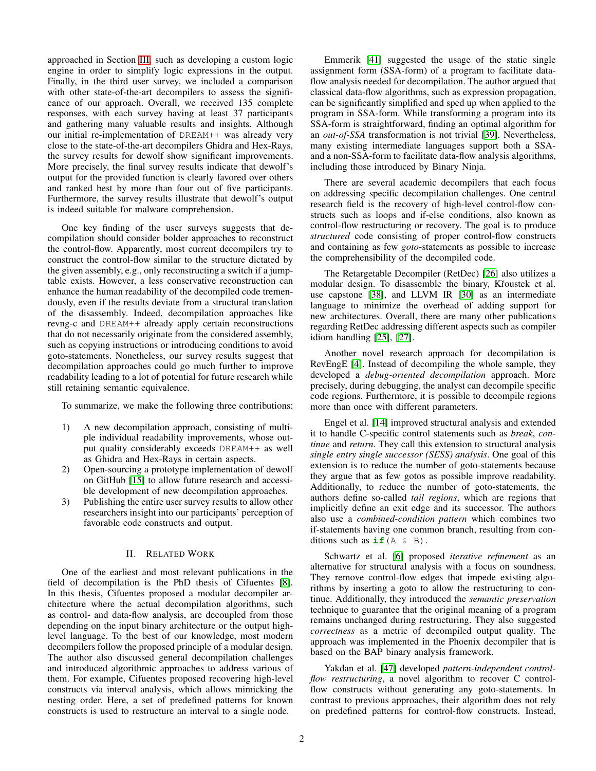approached in Section III, such as developing a custom logic engine in order to simplify logic expressions in the output. Finally, in the third user survey, we included a comparison with other state-of-the-art decompilers to assess the significance of our approach. Overall, we received 135 complete responses, with each survey having at least 37 participants and gathering many valuable results and insights. Although our initial re-implementation of DREAM++ was already very close to the state-of-the-art decompilers Ghidra and Hex-Rays, the survey results for dewolf show significant improvements. More precisely, the final survey results indicate that dewolf's output for the provided function is clearly favored over others and ranked best by more than four out of five participants. Furthermore, the survey results illustrate that dewolf's output is indeed suitable for malware comprehension.

One key finding of the user surveys suggests that decompilation should consider bolder approaches to reconstruct the control-flow. Apparently, most current decompilers try to construct the control-flow similar to the structure dictated by the given assembly, e.g., only reconstructing a switch if a jump-table exists. However, a less conservative reconstruction can enhance the human readability of the decompiled code tremendously, even if the results deviate from a structural translation of the disassembly. Indeed, decompilation approaches like revng-c and DREAM++ already apply certain reconstructions that do not necessarily originate from the considered assembly, such as copying instructions or introducing conditions to avoid goto-statements. Nonetheless, our survey results suggest that decompilation approaches could go much further to improve readability leading to a lot of potential for future research while still retaining semantic equivalence.

To summarize, we make the following three contributions:

1) A new decompilation approach, consisting of multiple individual readability improvements, whose output quality considerably exceeds DREAM++ as well as Ghidra and Hex-Rays in certain aspects.
2) Open-sourcing a prototype implementation of dewolf on GitHub [15] to allow future research and accessible development of new decompilation approaches.
3) Publishing the entire user survey results to allow other researchers insight into our participants' perception of favorable code constructs and output.

## II. Related Work

One of the earliest and most relevant publications in the field of decompilation is the PhD thesis of Cifuentes [8]. In this thesis, Cifuentes proposed a modular decompiler architecture where the actual decompilation algorithms, such as control- and data-flow analysis, are decoupled from those depending on the input binary architecture or the output high-level language. To the best of our knowledge, most modern decompilers follow the proposed principle of a modular design. The author also discussed general decompilation challenges and introduced algorithmic approaches to address various of them. For example, Cifuentes proposed recovering high-level constructs via interval analysis, which allows mimicking the nesting order. Here, a set of predefined patterns for known constructs is used to restructure an interval to a single node.

Emmerik [41] suggested the usage of the static single assignment form (SSA-form) of a program to facilitate data-flow analysis needed for decompilation. The author argued that classical data-flow algorithms, such as expression propagation, can be significantly simplified and sped up when applied to the program in SSA-form. While transforming a program into its SSA-form is straightforward, finding an optimal algorithm for an *out-of-SSA* transformation is not trivial [39]. Nevertheless, many existing intermediate languages support both a SSA- and a non-SSA-form to facilitate data-flow analysis algorithms, including those introduced by Binary Ninja.

There are several academic decompilers that each focus on addressing specific decompilation challenges. One central research field is the recovery of high-level control-flow constructs such as loops and if-else conditions, also known as control-flow restructuring or recovery. The goal is to produce *structured* code consisting of proper control-flow constructs and containing as few *goto*-statements as possible to increase the comprehensibility of the decompiled code.

The Retargetable Decompiler (RetDec) [26] also utilizes a modular design. To disassemble the binary, Křoustek et al. use capstone [38], and LLVM IR [30] as an intermediate language to minimize the overhead of adding support for new architectures. Overall, there are many other publications regarding RetDec addressing different aspects such as compiler idiom handling [25], [27].

Another novel research approach for decompilation is RevEngE [4]. Instead of decompiling the whole sample, they developed a *debug-oriented decompilation* approach. More precisely, during debugging, the analyst can decompile specific code regions. Furthermore, it is possible to decompile regions more than once with different parameters.

Engel et al. [14] improved structural analysis and extended it to handle C-specific control statements such as *break*, *continue* and *return*. They call this extension to structural analysis *single entry single successor (SESS) analysis*. One goal of this extension is to reduce the number of goto-statements because they argue that as few gotos as possible improve readability. Additionally, to reduce the number of goto-statements, the authors define so-called *tail regions*, which are regions that implicitly define an exit edge and its successor. The authors also use a *combined-condition pattern* which combines two if-statements having one common branch, resulting from conditions such as `if(A & B)`.

Schwartz et al. [6] proposed *iterative refinement* as an alternative for structural analysis with a focus on soundness. They remove control-flow edges that impede existing algorithms by inserting a goto to allow the restructuring to continue. Additionally, they introduced the *semantic preservation* technique to guarantee that the original meaning of a program remains unchanged during restructuring. They also suggested *correctness* as a metric of decompiled output quality. The approach was implemented in the Phoenix decompiler that is based on the BAP binary analysis framework.

Yakdan et al. [47] developed *pattern-independent control-flow restructuring*, a novel algorithm to recover C control-flow constructs without generating any goto-statements. In contrast to previous approaches, their algorithm does not rely on predefined patterns for control-flow constructs. Instead,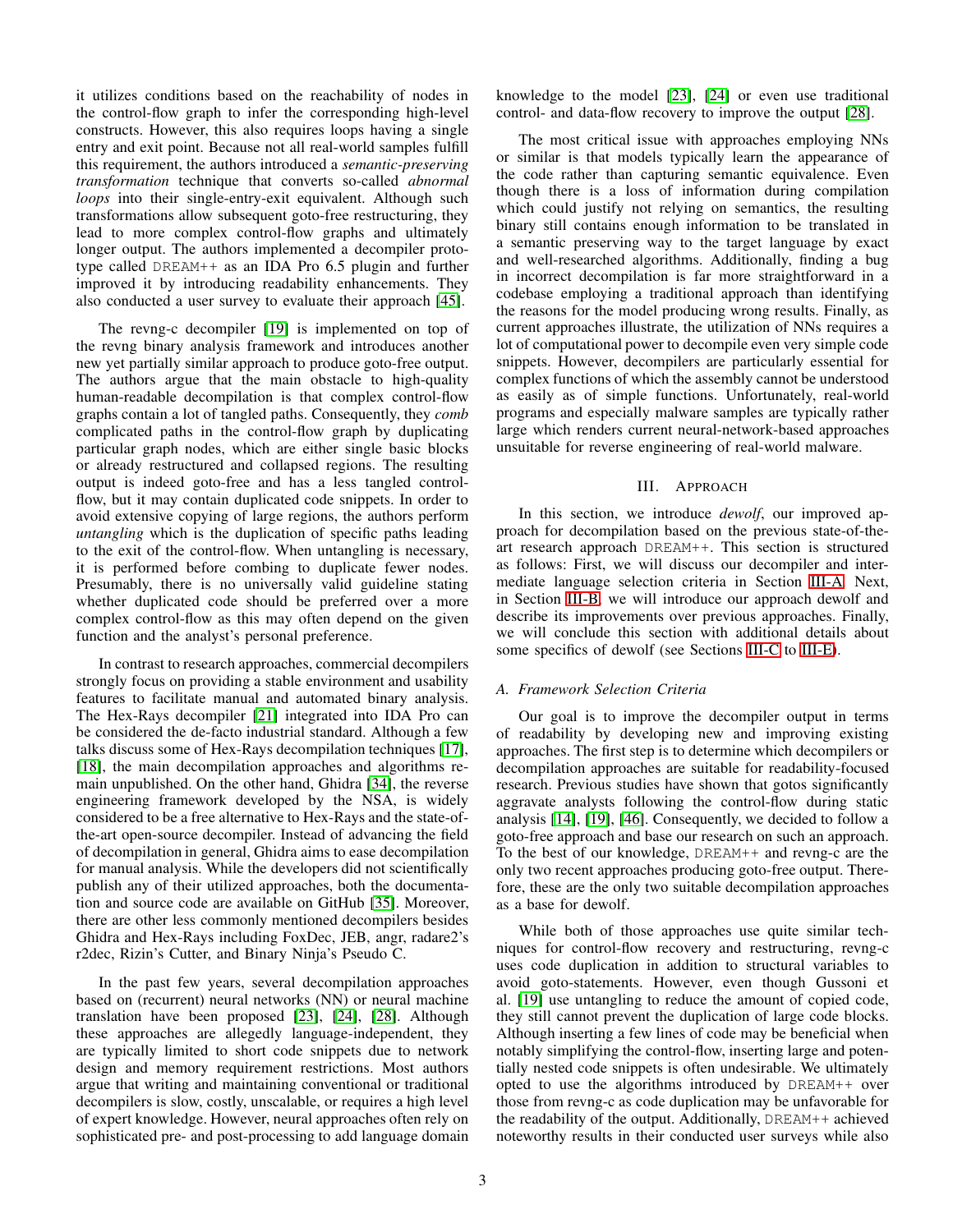it utilizes conditions based on the reachability of nodes in the control-flow graph to infer the corresponding high-level constructs. However, this also requires loops having a single entry and exit point. Because not all real-world samples fulfill this requirement, the authors introduced a *semantic-preserving transformation* technique that converts so-called *abnormal loops* into their single-entry-exit equivalent. Although such transformations allow subsequent goto-free restructuring, they lead to more complex control-flow graphs and ultimately longer output. The authors implemented a decompiler prototype called DREAM++ as an IDA Pro 6.5 plugin and further improved it by introducing readability enhancements. They also conducted a user survey to evaluate their approach [45].

The revng-c decompiler [19] is implemented on top of the revng binary analysis framework and introduces another new yet partially similar approach to produce goto-free output. The authors argue that the main obstacle to high-quality human-readable decompilation is that complex control-flow graphs contain a lot of tangled paths. Consequently, they *comb* complicated paths in the control-flow graph by duplicating particular graph nodes, which are either single basic blocks or already restructured and collapsed regions. The resulting output is indeed goto-free and has a less tangled control-flow, but it may contain duplicated code snippets. In order to avoid extensive copying of large regions, the authors perform *untangling* which is the duplication of specific paths leading to the exit of the control-flow. When untangling is necessary, it is performed before combing to duplicate fewer nodes. Presumably, there is no universally valid guideline stating whether duplicated code should be preferred over a more complex control-flow as this may often depend on the given function and the analyst's personal preference.

In contrast to research approaches, commercial decompilers strongly focus on providing a stable environment and usability features to facilitate manual and automated binary analysis. The Hex-Rays decompiler [21] integrated into IDA Pro can be considered the de-facto industrial standard. Although a few talks discuss some of Hex-Rays decompilation techniques [17], [18], the main decompilation approaches and algorithms remain unpublished. On the other hand, Ghidra [34], the reverse engineering framework developed by the NSA, is widely considered to be a free alternative to Hex-Rays and the state-of-the-art open-source decompiler. Instead of advancing the field of decompilation in general, Ghidra aims to ease decompilation for manual analysis. While the developers did not scientifically publish any of their utilized approaches, both the documentation and source code are available on GitHub [35]. Moreover, there are other less commonly mentioned decompilers besides Ghidra and Hex-Rays including FoxDec, JEB, angr, radare2's r2dec, Rizin's Cutter, and Binary Ninja's Pseudo C.

In the past few years, several decompilation approaches based on (recurrent) neural networks (NN) or neural machine translation have been proposed [23], [24], [28]. Although these approaches are allegedly language-independent, they are typically limited to short code snippets due to network design and memory requirement restrictions. Most authors argue that writing and maintaining conventional or traditional decompilers is slow, costly, unscalable, or requires a high level of expert knowledge. However, neural approaches often rely on sophisticated pre- and post-processing to add language domain knowledge to the model [23], [24] or even use traditional control- and data-flow recovery to improve the output [28].

The most critical issue with approaches employing NNs or similar is that models typically learn the appearance of the code rather than capturing semantic equivalence. Even though there is a loss of information during compilation which could justify not relying on semantics, the resulting binary still contains enough information to be translated in a semantic preserving way to the target language by exact and well-researched algorithms. Additionally, finding a bug in incorrect decompilation is far more straightforward in a codebase employing a traditional approach than identifying the reasons for the model producing wrong results. Finally, as current approaches illustrate, the utilization of NNs requires a lot of computational power to decompile even very simple code snippets. However, decompilers are particularly essential for complex functions of which the assembly cannot be understood as easily as of simple functions. Unfortunately, real-world programs and especially malware samples are typically rather large which renders current neural-network-based approaches unsuitable for reverse engineering of real-world malware.

## III. Approach

In this section, we introduce *dewolf*, our improved approach for decompilation based on the previous state-of-the-art research approach DREAM++. This section is structured as follows: First, we will discuss our decompiler and intermediate language selection criteria in Section III-A. Next, in Section III-B, we will introduce our approach dewolf and describe its improvements over previous approaches. Finally, we will conclude this section with additional details about some specifics of dewolf (see Sections III-C to III-E).

### A. Framework Selection Criteria

Our goal is to improve the decompiler output in terms of readability by developing new and improving existing approaches. The first step is to determine which decompilers or decompilation approaches are suitable for readability-focused research. Previous studies have shown that gotos significantly aggravate analysts following the control-flow during static analysis [14], [19], [46]. Consequently, we decided to follow a goto-free approach and base our research on such an approach. To the best of our knowledge, DREAM++ and revng-c are the only two recent approaches producing goto-free output. Therefore, these are the only two suitable decompilation approaches as a base for dewolf.

While both of those approaches use quite similar techniques for control-flow recovery and restructuring, revng-c uses code duplication in addition to structural variables to avoid goto-statements. However, even though Gussoni et al. [19] use untangling to reduce the amount of copied code, they still cannot prevent the duplication of large code blocks. Although inserting a few lines of code may be beneficial when notably simplifying the control-flow, inserting large and potentially nested code snippets is often undesirable. We ultimately opted to use the algorithms introduced by DREAM++ over those from revng-c as code duplication may be unfavorable for the readability of the output. Additionally, DREAM++ achieved noteworthy results in their conducted user surveys while also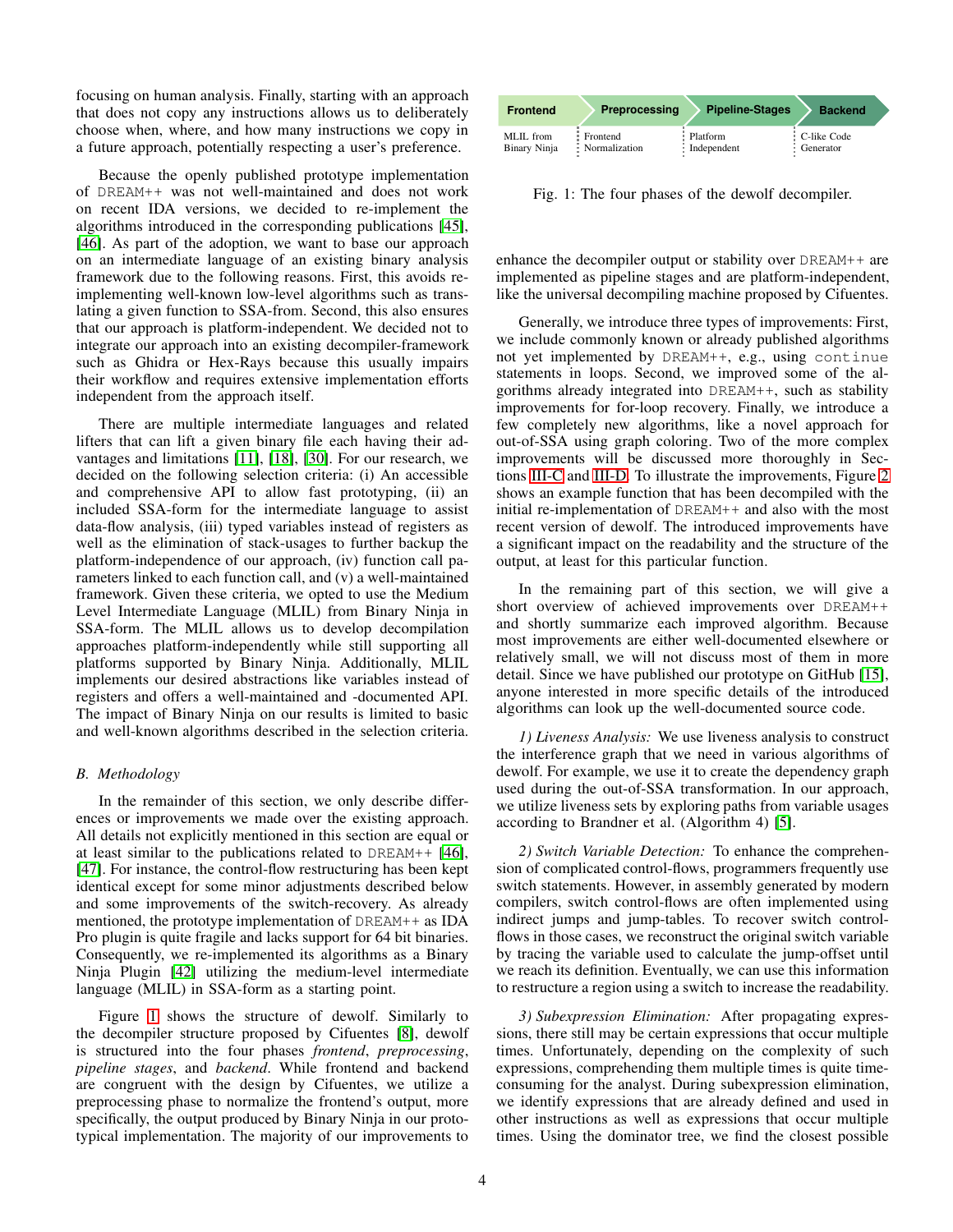focusing on human analysis. Finally, starting with an approach that does not copy any instructions allows us to deliberately choose when, where, and how many instructions we copy in a future approach, potentially respecting a user's preference.

Because the openly published prototype implementation of DREAM++ was not well-maintained and does not work on recent IDA versions, we decided to re-implement the algorithms introduced in the corresponding publications [45], [46]. As part of the adoption, we want to base our approach on an intermediate language of an existing binary analysis framework due to the following reasons. First, this avoids re-implementing well-known low-level algorithms such as translating a given function to SSA-from. Second, this also ensures that our approach is platform-independent. We decided not to integrate our approach into an existing decompiler-framework such as Ghidra or Hex-Rays because this usually impairs their workflow and requires extensive implementation efforts independent from the approach itself.

There are multiple intermediate languages and related lifters that can lift a given binary file each having their advantages and limitations [11], [18], [30]. For our research, we decided on the following selection criteria: (i) An accessible and comprehensive API to allow fast prototyping, (ii) an included SSA-form for the intermediate language to assist data-flow analysis, (iii) typed variables instead of registers as well as the elimination of stack-usages to further backup the platform-independence of our approach, (iv) function call parameters linked to each function call, and (v) a well-maintained framework. Given these criteria, we opted to use the Medium Level Intermediate Language (MLIL) from Binary Ninja in SSA-form. The MLIL allows us to develop decompilation approaches platform-independently while still supporting all platforms supported by Binary Ninja. Additionally, MLIL implements our desired abstractions like variables instead of registers and offers a well-maintained and -documented API. The impact of Binary Ninja on our results is limited to basic and well-known algorithms described in the selection criteria.

### B. Methodology

In the remainder of this section, we only describe differences or improvements we made over the existing approach. All details not explicitly mentioned in this section are equal or at least similar to the publications related to DREAM++ [46], [47]. For instance, the control-flow restructuring has been kept identical except for some minor adjustments described below and some improvements of the switch-recovery. As already mentioned, the prototype implementation of DREAM++ as IDA Pro plugin is quite fragile and lacks support for 64 bit binaries. Consequently, we re-implemented its algorithms as a Binary Ninja Plugin [42] utilizing the medium-level intermediate language (MLIL) in SSA-form as a starting point.

Figure 1 shows the structure of dewolf. Similarly to the decompiler structure proposed by Cifuentes [8], dewolf is structured into the four phases *frontend*, *preprocessing*, *pipeline stages*, and *backend*. While frontend and backend are congruent with the design by Cifuentes, we utilize a preprocessing phase to normalize the frontend's output, more specifically, the output produced by Binary Ninja in our prototypical implementation. The majority of our improvements to enhance the decompiler output or stability over DREAM++ are implemented as pipeline stages and are platform-independent, like the universal decompiling machine proposed by Cifuentes.

**Frontend** — MLIL from Binary Ninja
**Preprocessing** — Frontend Normalization
**Pipeline-Stages** — Platform Independent
**Backend** — C-like Code Generator

Fig. 1: The four phases of the dewolf decompiler.

Generally, we introduce three types of improvements: First, we include commonly known or already published algorithms not yet implemented by DREAM++, e.g., using continue statements in loops. Second, we improved some of the algorithms already integrated into DREAM++, such as stability improvements for for-loop recovery. Finally, we introduce a few completely new algorithms, like a novel approach for out-of-SSA using graph coloring. Two of the more complex improvements will be discussed more thoroughly in Sections III-C and III-D. To illustrate the improvements, Figure 2 shows an example function that has been decompiled with the initial re-implementation of DREAM++ and also with the most recent version of dewolf. The introduced improvements have a significant impact on the readability and the structure of the output, at least for this particular function.

In the remaining part of this section, we will give a short overview of achieved improvements over DREAM++ and shortly summarize each improved algorithm. Because most improvements are either well-documented elsewhere or relatively small, we will not discuss most of them in more detail. Since we have published our prototype on GitHub [15], anyone interested in more specific details of the introduced algorithms can look up the well-documented source code.

*1) Liveness Analysis:* We use liveness analysis to construct the interference graph that we need in various algorithms of dewolf. For example, we use it to create the dependency graph used during the out-of-SSA transformation. In our approach, we utilize liveness sets by exploring paths from variable usages according to Brandner et al. (Algorithm 4) [5].

*2) Switch Variable Detection:* To enhance the comprehension of complicated control-flows, programmers frequently use switch statements. However, in assembly generated by modern compilers, switch control-flows are often implemented using indirect jumps and jump-tables. To recover switch control-flows in those cases, we reconstruct the original switch variable by tracing the variable used to calculate the jump-offset until we reach its definition. Eventually, we can use this information to restructure a region using a switch to increase the readability.

*3) Subexpression Elimination:* After propagating expressions, there still may be certain expressions that occur multiple times. Unfortunately, depending on the complexity of such expressions, comprehending them multiple times is quite time-consuming for the analyst. During subexpression elimination, we identify expressions that are already defined and used in other instructions as well as expressions that occur multiple times. Using the dominator tree, we find the closest possible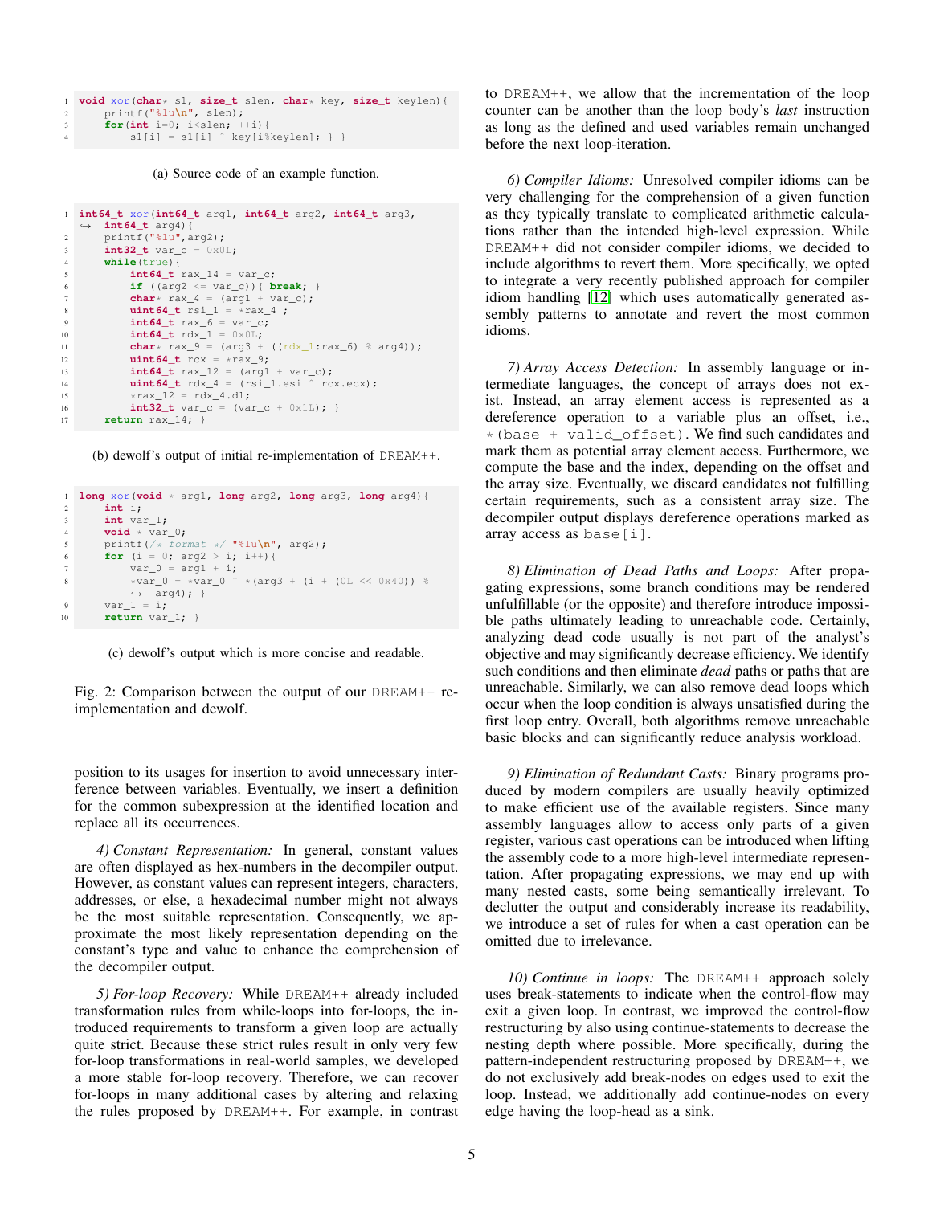```c
void xor(char* s1, size_t slen, char* key, size_t keylen){
    printf("%lu\n", slen);
    for(int i=0; i<slen; ++i){
        s1[i] = s1[i] ^ key[i%keylen]; } }
```

(a) Source code of an example function.

```c
int64_t xor(int64_t arg1, int64_t arg2, int64_t arg3,
    int64_t arg4){
    printf("%lu",arg2);
    int32_t var_c = 0x0L;
    while(true){
        int64_t rax_14 = var_c;
        if ((arg2 <= var_c)){ break; }
        char* rax_4 = (arg1 + var_c);
        uint64_t rsi_1 = *rax_4 ;
        int64_t rax_6 = var_c;
        int64_t rdx_1 = 0x0L;
        char* rax_9 = (arg3 + ((rdx_1:rax_6) % arg4));
        uint64_t rcx = *rax_9;
        int64_t rax_12 = (arg1 + var_c);
        uint64_t rdx_4 = (rsi_1.esi ^ rcx.ecx);
        *rax_12 = rdx_4.dl;
        int32_t var_c = (var_c + 0x1L); }
    return rax_14; }
```

(b) dewolf's output of initial re-implementation of DREAM++.

```c
long xor(void * arg1, long arg2, long arg3, long arg4){
    int i;
    int var_1;
    void * var_0;
    printf(/* format */ "%lu\n", arg2);
    for (i = 0; arg2 > i; i++){
        var_0 = arg1 + i;
        *var_0 = *var_0 ^ *(arg3 + (i + (0L << 0x40)) %
            arg4); }
    var_1 = i;
    return var_1; }
```

(c) dewolf's output which is more concise and readable.

Fig. 2: Comparison between the output of our DREAM++ re-implementation and dewolf.

position to its usages for insertion to avoid unnecessary interference between variables. Eventually, we insert a definition for the common subexpression at the identified location and replace all its occurrences.

*4) Constant Representation:* In general, constant values are often displayed as hex-numbers in the decompiler output. However, as constant values can represent integers, characters, addresses, or else, a hexadecimal number might not always be the most suitable representation. Consequently, we approximate the most likely representation depending on the constant's type and value to enhance the comprehension of the decompiler output.

*5) For-loop Recovery:* While DREAM++ already included transformation rules from while-loops into for-loops, the introduced requirements to transform a given loop are actually quite strict. Because these strict rules result in only very few for-loop transformations in real-world samples, we developed a more stable for-loop recovery. Therefore, we can recover for-loops in many additional cases by altering and relaxing the rules proposed by DREAM++. For example, in contrast to DREAM++, we allow that the incrementation of the loop counter can be another than the loop body's *last* instruction as long as the defined and used variables remain unchanged before the next loop-iteration.

*6) Compiler Idioms:* Unresolved compiler idioms can be very challenging for the comprehension of a given function as they typically translate to complicated arithmetic calculations rather than the intended high-level expression. While DREAM++ did not consider compiler idioms, we decided to include algorithms to revert them. More specifically, we opted to integrate a very recently published approach for compiler idiom handling [12] which uses automatically generated assembly patterns to annotate and revert the most common idioms.

*7) Array Access Detection:* In assembly language or intermediate languages, the concept of arrays does not exist. Instead, an array element access is represented as a dereference operation to a variable plus an offset, i.e., `*(base + valid_offset)`. We find such candidates and mark them as potential array element access. Furthermore, we compute the base and the index, depending on the offset and the array size. Eventually, we discard candidates not fulfilling certain requirements, such as a consistent array size. The decompiler output displays dereference operations marked as array access as `base[i]`.

*8) Elimination of Dead Paths and Loops:* After propagating expressions, some branch conditions may be rendered unfulfillable (or the opposite) and therefore introduce impossible paths ultimately leading to unreachable code. Certainly, analyzing dead code usually is not part of the analyst's objective and may significantly decrease efficiency. We identify such conditions and then eliminate *dead* paths or paths that are unreachable. Similarly, we can also remove dead loops which occur when the loop condition is always unsatisfied during the first loop entry. Overall, both algorithms remove unreachable basic blocks and can significantly reduce analysis workload.

*9) Elimination of Redundant Casts:* Binary programs produced by modern compilers are usually heavily optimized to make efficient use of the available registers. Since many assembly languages allow to access only parts of a given register, various cast operations can be introduced when lifting the assembly code to a more high-level intermediate representation. After propagating expressions, we may end up with many nested casts, some being semantically irrelevant. To declutter the output and considerably increase its readability, we introduce a set of rules for when a cast operation can be omitted due to irrelevance.

*10) Continue in loops:* The DREAM++ approach solely uses break-statements to indicate when the control-flow may exit a given loop. In contrast, we improved the control-flow restructuring by also using continue-statements to decrease the nesting depth where possible. More specifically, during the pattern-independent restructuring proposed by DREAM++, we do not exclusively add break-nodes on edges used to exit the loop. Instead, we additionally add continue-nodes on every edge having the loop-head as a sink.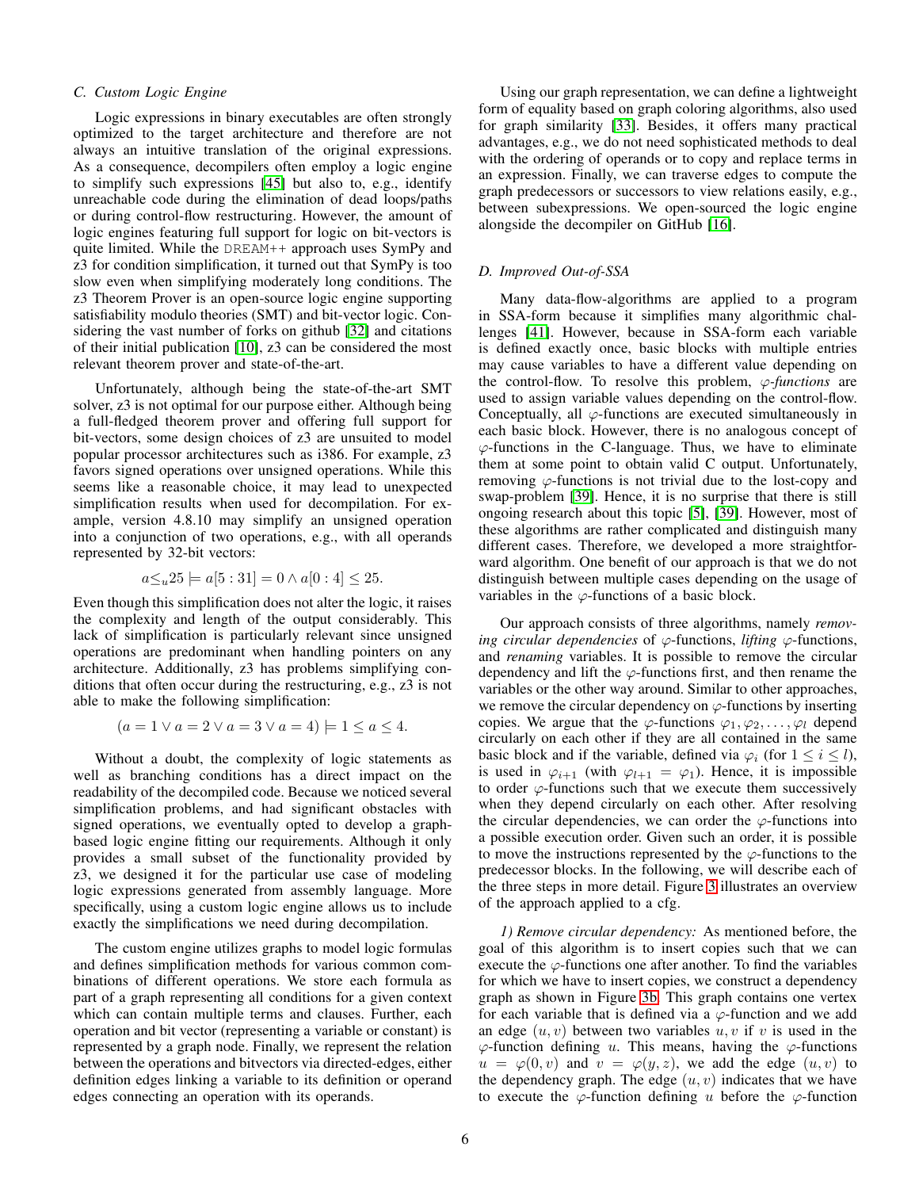### C. Custom Logic Engine

Logic expressions in binary executables are often strongly optimized to the target architecture and therefore are not always an intuitive translation of the original expressions. As a consequence, decompilers often employ a logic engine to simplify such expressions [45] but also to, e.g., identify unreachable code during the elimination of dead loops/paths or during control-flow restructuring. However, the amount of logic engines featuring full support for logic on bit-vectors is quite limited. While the DREAM++ approach uses SymPy and z3 for condition simplification, it turned out that SymPy is too slow even when simplifying moderately long conditions. The z3 Theorem Prover is an open-source logic engine supporting satisfiability modulo theories (SMT) and bit-vector logic. Considering the vast number of forks on github [32] and citations of their initial publication [10], z3 can be considered the most relevant theorem prover and state-of-the-art.

Unfortunately, although being the state-of-the-art SMT solver, z3 is not optimal for our purpose either. Although being a full-fledged theorem prover and offering full support for bit-vectors, some design choices of z3 are unsuited to model popular processor architectures such as i386. For example, z3 favors signed operations over unsigned operations. While this seems like a reasonable choice, it may lead to unexpected simplification results when used for decompilation. For example, version 4.8.10 may simplify an unsigned operation into a conjunction of two operations, e.g., with all operands represented by 32-bit vectors:

$$a \leq_u 25 \models a[5:31] = 0 \land a[0:4] \leq 25.$$

Even though this simplification does not alter the logic, it raises the complexity and length of the output considerably. This lack of simplification is particularly relevant since unsigned operations are predominant when handling pointers on any architecture. Additionally, z3 has problems simplifying conditions that often occur during the restructuring, e.g., z3 is not able to make the following simplification:

$$(a = 1 \lor a = 2 \lor a = 3 \lor a = 4) \models 1 \leq a \leq 4.$$

Without a doubt, the complexity of logic statements as well as branching conditions has a direct impact on the readability of the decompiled code. Because we noticed several simplification problems, and had significant obstacles with signed operations, we eventually opted to develop a graph-based logic engine fitting our requirements. Although it only provides a small subset of the functionality provided by z3, we designed it for the particular use case of modeling logic expressions generated from assembly language. More specifically, using a custom logic engine allows us to include exactly the simplifications we need during decompilation.

The custom engine utilizes graphs to model logic formulas and defines simplification methods for various common combinations of different operations. We store each formula as part of a graph representing all conditions for a given context which can contain multiple terms and clauses. Further, each operation and bit vector (representing a variable or constant) is represented by a graph node. Finally, we represent the relation between the operations and bitvectors via directed-edges, either definition edges linking a variable to its definition or operand edges connecting an operation with its operands.

Using our graph representation, we can define a lightweight form of equality based on graph coloring algorithms, also used for graph similarity [33]. Besides, it offers many practical advantages, e.g., we do not need sophisticated methods to deal with the ordering of operands or to copy and replace terms in an expression. Finally, we can traverse edges to compute the graph predecessors or successors to view relations easily, e.g., between subexpressions. We open-sourced the logic engine alongside the decompiler on GitHub [16].

### D. Improved Out-of-SSA

Many data-flow-algorithms are applied to a program in SSA-form because it simplifies many algorithmic challenges [41]. However, because in SSA-form each variable is defined exactly once, basic blocks with multiple entries may cause variables to have a different value depending on the control-flow. To resolve this problem, *$\varphi$-functions* are used to assign variable values depending on the control-flow. Conceptually, all $\varphi$-functions are executed simultaneously in each basic block. However, there is no analogous concept of $\varphi$-functions in the C-language. Thus, we have to eliminate them at some point to obtain valid C output. Unfortunately, removing $\varphi$-functions is not trivial due to the lost-copy and swap-problem [39]. Hence, it is no surprise that there is still ongoing research about this topic [5], [39]. However, most of these algorithms are rather complicated and distinguish many different cases. Therefore, we developed a more straightforward algorithm. One benefit of our approach is that we do not distinguish between multiple cases depending on the usage of variables in the $\varphi$-functions of a basic block.

Our approach consists of three algorithms, namely *removing circular dependencies* of $\varphi$-functions, *lifting* $\varphi$-functions, and *renaming* variables. It is possible to remove the circular dependency and lift the $\varphi$-functions first, and then rename the variables or the other way around. Similar to other approaches, we remove the circular dependency on $\varphi$-functions by inserting copies. We argue that the $\varphi$-functions $\varphi_1, \varphi_2, \ldots, \varphi_l$ depend circularly on each other if they are all contained in the same basic block and if the variable, defined via $\varphi_i$ (for $1 \leq i \leq l$), is used in $\varphi_{i+1}$ (with $\varphi_{l+1} = \varphi_1$). Hence, it is impossible to order $\varphi$-functions such that we execute them successively when they depend circularly on each other. After resolving the circular dependencies, we can order the $\varphi$-functions into a possible execution order. Given such an order, it is possible to move the instructions represented by the $\varphi$-functions to the predecessor blocks. In the following, we will describe each of the three steps in more detail. Figure 3 illustrates an overview of the approach applied to a cfg.

*1) Remove circular dependency:* As mentioned before, the goal of this algorithm is to insert copies such that we can execute the $\varphi$-functions one after another. To find the variables for which we have to insert copies, we construct a dependency graph as shown in Figure 3b. This graph contains one vertex for each variable that is defined via a $\varphi$-function and we add an edge $(u, v)$ between two variables $u, v$ if $v$ is used in the $\varphi$-function defining $u$. This means, having the $\varphi$-functions $u = \varphi(0, v)$ and $v = \varphi(y, z)$, we add the edge $(u, v)$ to the dependency graph. The edge $(u, v)$ indicates that we have to execute the $\varphi$-function defining $u$ before the $\varphi$-function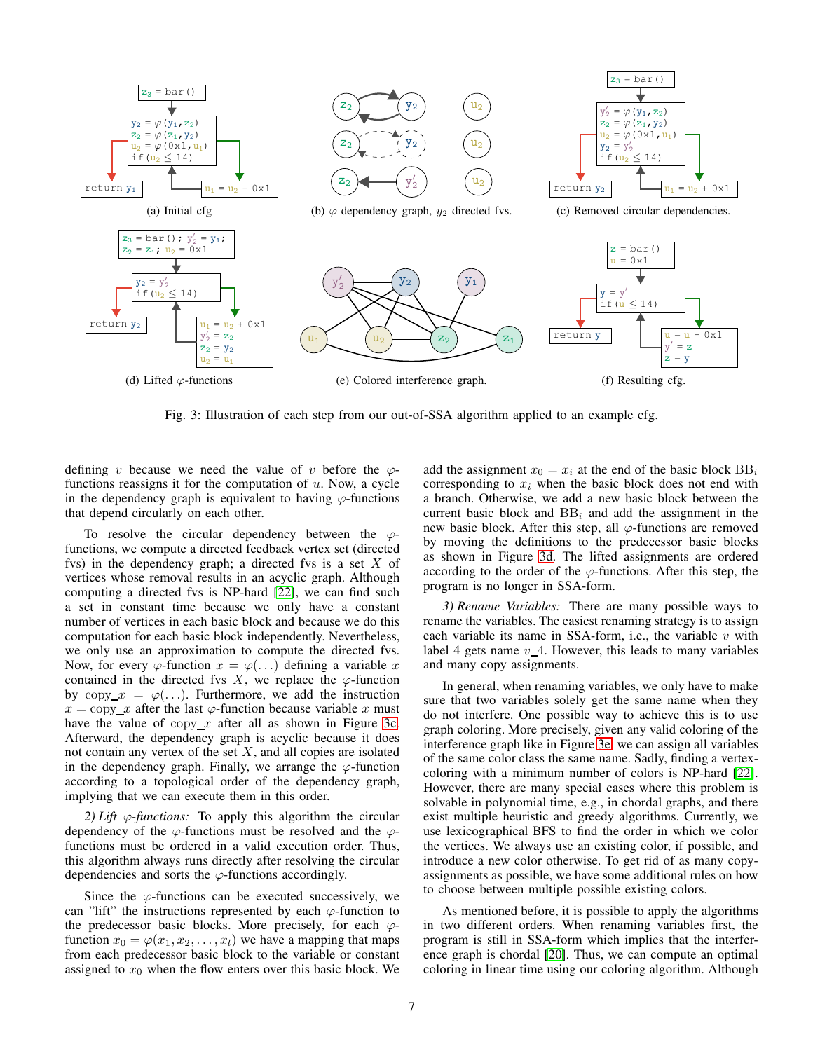(a) Initial cfg

(b) $\varphi$ dependency graph, $y_2$ directed fvs.

(c) Removed circular dependencies.

(d) Lifted $\varphi$-functions

(e) Colored interference graph.

(f) Resulting cfg.

Fig. 3: Illustration of each step from our out-of-SSA algorithm applied to an example cfg.

defining $v$ because we need the value of $v$ before the $\varphi$-functions reassigns it for the computation of $u$. Now, a cycle in the dependency graph is equivalent to having $\varphi$-functions that depend circularly on each other.

To resolve the circular dependency between the $\varphi$-functions, we compute a directed feedback vertex set (directed fvs) in the dependency graph; a directed fvs is a set $X$ of vertices whose removal results in an acyclic graph. Although computing a directed fvs is NP-hard [22], we can find such a set in constant time because we only have a constant number of vertices in each basic block and because we do this computation for each basic block independently. Nevertheless, we only use an approximation to compute the directed fvs. Now, for every $\varphi$-function $x = \varphi(\dots)$ defining a variable $x$ contained in the directed fvs $X$, we replace the $\varphi$-function by copy_$x$ $= \varphi(\dots)$. Furthermore, we add the instruction $x =$ copy_$x$ after the last $\varphi$-function because variable $x$ must have the value of copy_$x$ after all as shown in Figure 3c. Afterward, the dependency graph is acyclic because it does not contain any vertex of the set $X$, and all copies are isolated in the dependency graph. Finally, we arrange the $\varphi$-function according to a topological order of the dependency graph, implying that we can execute them in this order.

*2) Lift $\varphi$-functions:* To apply this algorithm the circular dependency of the $\varphi$-functions must be resolved and the $\varphi$-functions must be ordered in a valid execution order. Thus, this algorithm always runs directly after resolving the circular dependencies and sorts the $\varphi$-functions accordingly.

Since the $\varphi$-functions can be executed successively, we can "lift" the instructions represented by each $\varphi$-function to the predecessor basic blocks. More precisely, for each $\varphi$-function $x_0 = \varphi(x_1, x_2, \dots, x_l)$ we have a mapping that maps from each predecessor basic block to the variable or constant assigned to $x_0$ when the flow enters over this basic block. We add the assignment $x_0 = x_i$ at the end of the basic block $\mathrm{BB}_i$ corresponding to $x_i$ when the basic block does not end with a branch. Otherwise, we add a new basic block between the current basic block and $\mathrm{BB}_i$ and add the assignment in the new basic block. After this step, all $\varphi$-functions are removed by moving the definitions to the predecessor basic blocks as shown in Figure 3d. The lifted assignments are ordered according to the order of the $\varphi$-functions. After this step, the program is no longer in SSA-form.

*3) Rename Variables:* There are many possible ways to rename the variables. The easiest renaming strategy is to assign each variable its name in SSA-form, i.e., the variable $v$ with label 4 gets name $v$_4. However, this leads to many variables and many copy assignments.

In general, when renaming variables, we only have to make sure that two variables solely get the same name when they do not interfere. One possible way to achieve this is to use graph coloring. More precisely, given any valid coloring of the interference graph like in Figure 3e, we can assign all variables of the same color class the same name. Sadly, finding a vertex-coloring with a minimum number of colors is NP-hard [22]. However, there are many special cases where this problem is solvable in polynomial time, e.g., in chordal graphs, and there exist multiple heuristic and greedy algorithms. Currently, we use lexicographical BFS to find the order in which we color the vertices. We always use an existing color, if possible, and introduce a new color otherwise. To get rid of as many copy-assignments as possible, we have some additional rules on how to choose between multiple possible existing colors.

As mentioned before, it is possible to apply the algorithms in two different orders. When renaming variables first, the program is still in SSA-form which implies that the interference graph is chordal [20]. Thus, we can compute an optimal coloring in linear time using our coloring algorithm. Although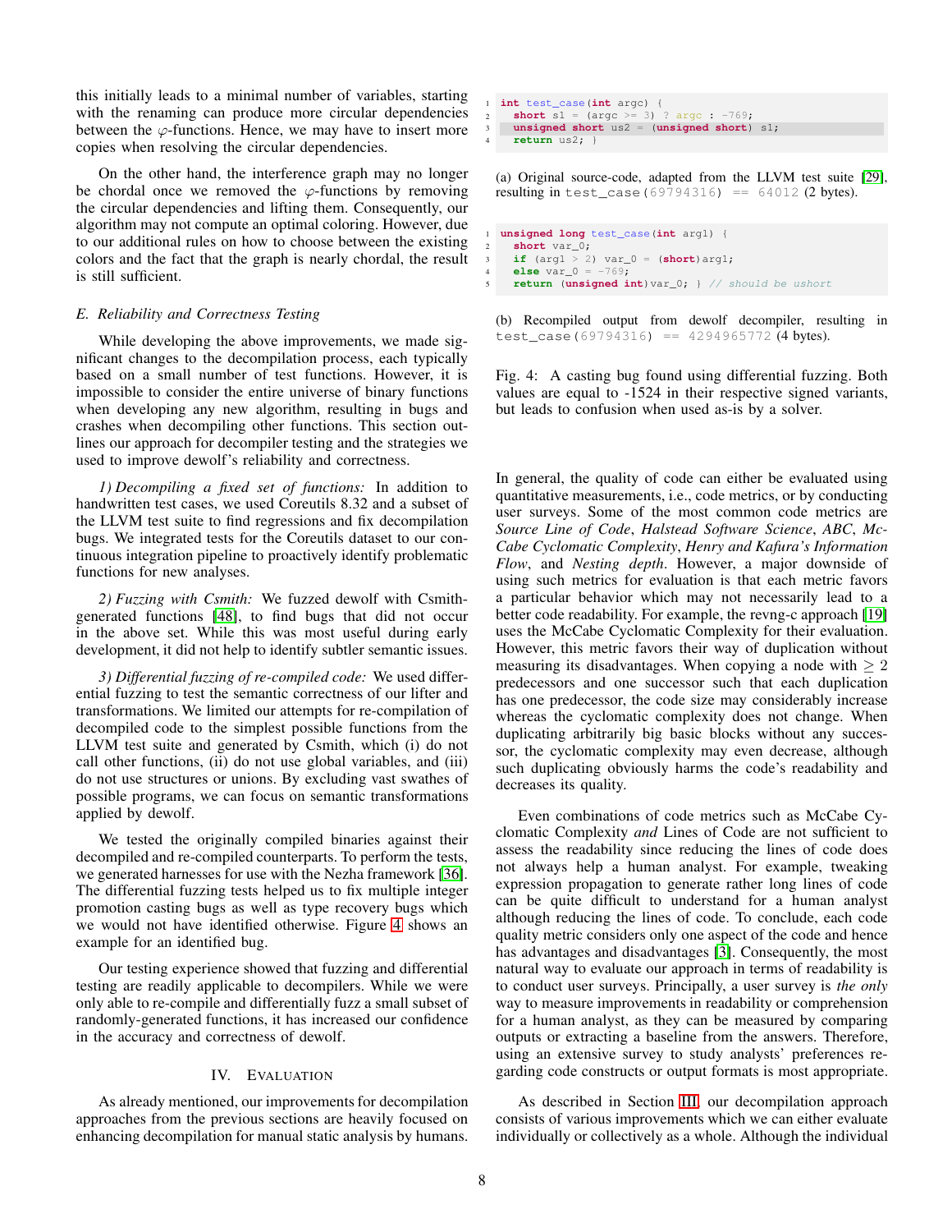this initially leads to a minimal number of variables, starting with the renaming can produce more circular dependencies between the $\varphi$-functions. Hence, we may have to insert more copies when resolving the circular dependencies.

On the other hand, the interference graph may no longer be chordal once we removed the $\varphi$-functions by removing the circular dependencies and lifting them. Consequently, our algorithm may not compute an optimal coloring. However, due to our additional rules on how to choose between the existing colors and the fact that the graph is nearly chordal, the result is still sufficient.

### E. Reliability and Correctness Testing

While developing the above improvements, we made significant changes to the decompilation process, each typically based on a small number of test functions. However, it is impossible to consider the entire universe of binary functions when developing any new algorithm, resulting in bugs and crashes when decompiling other functions. This section outlines our approach for decompiler testing and the strategies we used to improve dewolf's reliability and correctness.

*1) Decompiling a fixed set of functions:* In addition to handwritten test cases, we used Coreutils 8.32 and a subset of the LLVM test suite to find regressions and fix decompilation bugs. We integrated tests for the Coreutils dataset to our continuous integration pipeline to proactively identify problematic functions for new analyses.

*2) Fuzzing with Csmith:* We fuzzed dewolf with Csmith-generated functions [48], to find bugs that did not occur in the above set. While this was most useful during early development, it did not help to identify subtler semantic issues.

*3) Differential fuzzing of re-compiled code:* We used differential fuzzing to test the semantic correctness of our lifter and transformations. We limited our attempts for re-compilation of decompiled code to the simplest possible functions from the LLVM test suite and generated by Csmith, which (i) do not call other functions, (ii) do not use global variables, and (iii) do not use structures or unions. By excluding vast swathes of possible programs, we can focus on semantic transformations applied by dewolf.

We tested the originally compiled binaries against their decompiled and re-compiled counterparts. To perform the tests, we generated harnesses for use with the Nezha framework [36]. The differential fuzzing tests helped us to fix multiple integer promotion casting bugs as well as type recovery bugs which we would not have identified otherwise. Figure 4 shows an example for an identified bug.

Our testing experience showed that fuzzing and differential testing are readily applicable to decompilers. While we were only able to re-compile and differentially fuzz a small subset of randomly-generated functions, it has increased our confidence in the accuracy and correctness of dewolf.

## IV. Evaluation

As already mentioned, our improvements for decompilation approaches from the previous sections are heavily focused on enhancing decompilation for manual static analysis by humans.

```
1  int test_case(int argc) {
2    short s1 = (argc >= 3) ? argc : -769;
3    unsigned short us2 = (unsigned short) s1;
4    return us2; }
```

(a) Original source-code, adapted from the LLVM test suite [29], resulting in `test_case(69794316) == 64012` (2 bytes).

```
1  unsigned long test_case(int arg1) {
2    short var_0;
3    if (arg1 > 2) var_0 = (short)arg1;
4    else var_0 = -769;
5    return (unsigned int)var_0; } // should be ushort
```

(b) Recompiled output from dewolf decompiler, resulting in `test_case(69794316) == 4294965772` (4 bytes).

Fig. 4: A casting bug found using differential fuzzing. Both values are equal to -1524 in their respective signed variants, but leads to confusion when used as-is by a solver.

In general, the quality of code can either be evaluated using quantitative measurements, i.e., code metrics, or by conducting user surveys. Some of the most common code metrics are *Source Line of Code*, *Halstead Software Science*, *ABC*, *McCabe Cyclomatic Complexity*, *Henry and Kafura's Information Flow*, and *Nesting depth*. However, a major downside of using such metrics for evaluation is that each metric favors a particular behavior which may not necessarily lead to a better code readability. For example, the revng-c approach [19] uses the McCabe Cyclomatic Complexity for their evaluation. However, this metric favors their way of duplication without measuring its disadvantages. When copying a node with $\geq 2$ predecessors and one successor such that each duplication has one predecessor, the code size may considerably increase whereas the cyclomatic complexity does not change. When duplicating arbitrarily big basic blocks without any successor, the cyclomatic complexity may even decrease, although such duplicating obviously harms the code's readability and decreases its quality.

Even combinations of code metrics such as McCabe Cyclomatic Complexity *and* Lines of Code are not sufficient to assess the readability since reducing the lines of code does not always help a human analyst. For example, tweaking expression propagation to generate rather long lines of code can be quite difficult to understand for a human analyst although reducing the lines of code. To conclude, each code quality metric considers only one aspect of the code and hence has advantages and disadvantages [3]. Consequently, the most natural way to evaluate our approach in terms of readability is to conduct user surveys. Principally, a user survey is *the only* way to measure improvements in readability or comprehension for a human analyst, as they can be measured by comparing outputs or extracting a baseline from the answers. Therefore, using an extensive survey to study analysts' preferences regarding code constructs or output formats is most appropriate.

As described in Section III, our decompilation approach consists of various improvements which we can either evaluate individually or collectively as a whole. Although the individual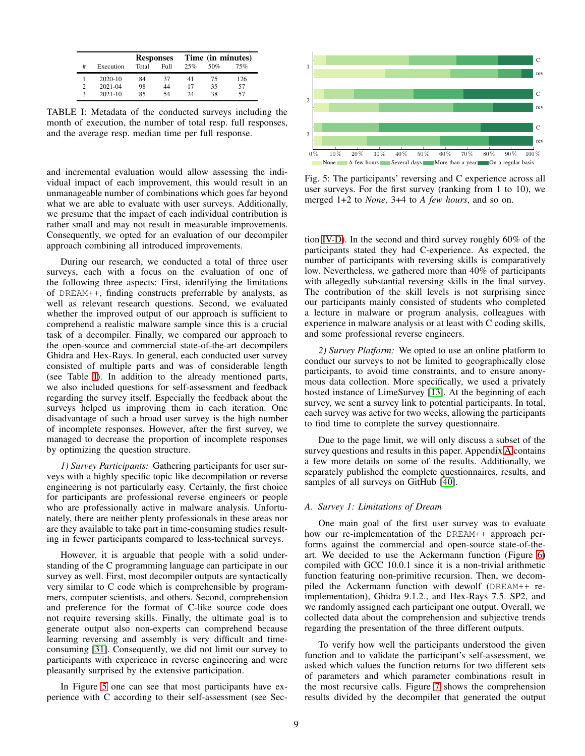| # | Execution | Responses | | Time (in minutes) | | |
|---|---|---|---|---|---|---|
| | | Total | Full | 25% | 50% | 75% |
| 1 | 2020-10 | 84 | 37 | 41 | 75 | 126 |
| 2 | 2021-04 | 98 | 44 | 17 | 35 | 57 |
| 3 | 2021-10 | 85 | 54 | 24 | 38 | 57 |

TABLE I: Metadata of the conducted surveys including the month of execution, the number of total resp. full responses, and the average resp. median time per full response.

and incremental evaluation would allow assessing the individual impact of each improvement, this would result in an unmanageable number of combinations which goes far beyond what we are able to evaluate with user surveys. Additionally, we presume that the impact of each individual contribution is rather small and may not result in measurable improvements. Consequently, we opted for an evaluation of our decompiler approach combining all introduced improvements.

During our research, we conducted a total of three user surveys, each with a focus on the evaluation of one of the following three aspects: First, identifying the limitations of DREAM++, finding constructs preferrable by analysts, as well as relevant research questions. Second, we evaluated whether the improved output of our approach is sufficient to comprehend a realistic malware sample since this is a crucial task of a decompiler. Finally, we compared our approach to the open-source and commercial state-of-the-art decompilers Ghidra and Hex-Rays. In general, each conducted user survey consisted of multiple parts and was of considerable length (see Table I). In addition to the already mentioned parts, we also included questions for self-assessment and feedback regarding the survey itself. Especially the feedback about the surveys helped us improving them in each iteration. One disadvantage of such a broad user survey is the high number of incomplete responses. However, after the first survey, we managed to decrease the proportion of incomplete responses by optimizing the question structure.

*1) Survey Participants:* Gathering participants for user surveys with a highly specific topic like decompilation or reverse engineering is not particularly easy. Certainly, the first choice for participants are professional reverse engineers or people who are professionally active in malware analysis. Unfortunately, there are neither plenty professionals in these areas nor are they available to take part in time-consuming studies resulting in fewer participants compared to less-technical surveys.

However, it is arguable that people with a solid understanding of the C programming language can participate in our survey as well. First, most decompiler outputs are syntactically very similar to C code which is comprehensible by programmers, computer scientists, and others. Second, comprehension and preference for the format of C-like source code does not require reversing skills. Finally, the ultimate goal is to generate output also non-experts can comprehend because learning reversing and assembly is very difficult and time-consuming [31]. Consequently, we did not limit our survey to participants with experience in reverse engineering and were pleasantly surprised by the extensive participation.

In Figure 5 one can see that most participants have experience with C according to their self-assessment (see Section IV-D). In the second and third survey roughly 60% of the participants stated they had C-experience. As expected, the number of participants with reversing skills is comparatively low. Nevertheless, we gathered more than 40% of participants with allegedly substantial reversing skills in the final survey. The contribution of the skill levels is not surprising since our participants mainly consisted of students who completed a lecture in malware or program analysis, colleagues with experience in malware analysis or at least with C coding skills, and some professional reverse engineers.

1
C
rev
2
C
rev
3
C
rev
0% 10% 20% 30% 40% 50% 60% 70% 80% 90% 100%
None A few hours Several days More than a year On a regular basis

Fig. 5: The participants' reversing and C experience across all user surveys. For the first survey (ranking from 1 to 10), we merged 1+2 to *None*, 3+4 to *A few hours*, and so on.

*2) Survey Platform:* We opted to use an online platform to conduct our surveys to not be limited to geographically close participants, to avoid time constraints, and to ensure anonymous data collection. More specifically, we used a privately hosted instance of LimeSurvey [13]. At the beginning of each survey, we sent a survey link to potential participants. In total, each survey was active for two weeks, allowing the participants to find time to complete the survey questionnaire.

Due to the page limit, we will only discuss a subset of the survey questions and results in this paper. Appendix A contains a few more details on some of the results. Additionally, we separately published the complete questionnaires, results, and samples of all surveys on GitHub [40].

### A. Survey 1: Limitations of Dream

One main goal of the first user survey was to evaluate how our re-implementation of the DREAM++ approach performs against the commercial and open-source state-of-the-art. We decided to use the Ackermann function (Figure 6) compiled with GCC 10.0.1 since it is a non-trivial arithmetic function featuring non-primitive recursion. Then, we decompiled the Ackermann function with dewolf (DREAM++ re-implementation), Ghidra 9.1.2., and Hex-Rays 7.5. SP2, and we randomly assigned each participant one output. Overall, we collected data about the comprehension and subjective trends regarding the presentation of the three different outputs.

To verify how well the participants understood the given function and to validate the participant's self-assessment, we asked which values the function returns for two different sets of parameters and which parameter combinations result in the most recursive calls. Figure 7 shows the comprehension results divided by the decompiler that generated the output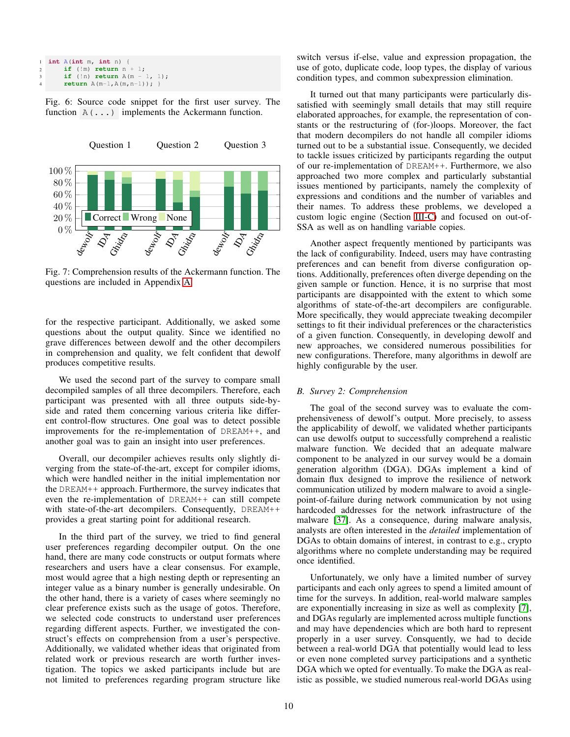```c
int A(int m, int n) {
    if (!m) return n + 1;
    if (!n) return A(m - 1, 1);
    return A(m-1,A(m,n-1)); }
```

Fig. 6: Source code snippet for the first user survey. The function `A(...)` implements the Ackermann function.

Question 1 Question 2 Question 3

100 %
80 %
60 %
40 %
20 %
0 %

Correct Wrong None

dewolf IDA Ghidra dewolf IDA Ghidra dewolf IDA Ghidra

Fig. 7: Comprehension results of the Ackermann function. The questions are included in Appendix A

for the respective participant. Additionally, we asked some questions about the output quality. Since we identified no grave differences between dewolf and the other decompilers in comprehension and quality, we felt confident that dewolf produces competitive results.

We used the second part of the survey to compare small decompiled samples of all three decompilers. Therefore, each participant was presented with all three outputs side-by-side and rated them concerning various criteria like different control-flow structures. One goal was to detect possible improvements for the re-implementation of DREAM++, and another goal was to gain an insight into user preferences.

Overall, our decompiler achieves results only slightly diverging from the state-of-the-art, except for compiler idioms, which were handled neither in the initial implementation nor the DREAM++ approach. Furthermore, the survey indicates that even the re-implementation of DREAM++ can still compete with state-of-the-art decompilers. Consequently, DREAM++ provides a great starting point for additional research.

In the third part of the survey, we tried to find general user preferences regarding decompiler output. On the one hand, there are many code constructs or output formats where researchers and users have a clear consensus. For example, most would agree that a high nesting depth or representing an integer value as a binary number is generally undesirable. On the other hand, there is a variety of cases where seemingly no clear preference exists such as the usage of gotos. Therefore, we selected code constructs to understand user preferences regarding different aspects. Further, we investigated the construct's effects on comprehension from a user's perspective. Additionally, we validated whether ideas that originated from related work or previous research are worth further investigation. The topics we asked participants include but are not limited to preferences regarding program structure like switch versus if-else, value and expression propagation, the use of goto, duplicate code, loop types, the display of various condition types, and common subexpression elimination.

It turned out that many participants were particularly dissatisfied with seemingly small details that may still require elaborated approaches, for example, the representation of constants or the restructuring of (for-)loops. Moreover, the fact that modern decompilers do not handle all compiler idioms turned out to be a substantial issue. Consequently, we decided to tackle issues criticized by participants regarding the output of our re-implementation of DREAM++. Furthermore, we also approached two more complex and particularly substantial issues mentioned by participants, namely the complexity of expressions and conditions and the number of variables and their names. To address these problems, we developed a custom logic engine (Section III-C) and focused on out-of-SSA as well as on handling variable copies.

Another aspect frequently mentioned by participants was the lack of configurability. Indeed, users may have contrasting preferences and can benefit from diverse configuration options. Additionally, preferences often diverge depending on the given sample or function. Hence, it is no surprise that most participants are disappointed with the extent to which some algorithms of state-of-the-art decompilers are configurable. More specifically, they would appreciate tweaking decompiler settings to fit their individual preferences or the characteristics of a given function. Consequently, in developing dewolf and new approaches, we considered numerous possibilities for new configurations. Therefore, many algorithms in dewolf are highly configurable by the user.

### B. Survey 2: Comprehension

The goal of the second survey was to evaluate the comprehensiveness of dewolf's output. More precisely, to assess the applicability of dewolf, we validated whether participants can use dewolfs output to successfully comprehend a realistic malware function. We decided that an adequate malware component to be analyzed in our survey would be a domain generation algorithm (DGA). DGAs implement a kind of domain flux designed to improve the resilience of network communication utilized by modern malware to avoid a single-point-of-failure during network communication by not using hardcoded addresses for the network infrastructure of the malware [37]. As a consequence, during malware analysis, analysts are often interested in the *detailed* implementation of DGAs to obtain domains of interest, in contrast to e.g., crypto algorithms where no complete understanding may be required once identified.

Unfortunately, we only have a limited number of survey participants and each only agrees to spend a limited amount of time for the surveys. In addition, real-world malware samples are exponentially increasing in size as well as complexity [7], and DGAs regularly are implemented across multiple functions and may have dependencies which are both hard to represent properly in a user survey. Consquently, we had to decide between a real-world DGA that potentially would lead to less or even none completed survey participations and a synthetic DGA which we opted for eventually. To make the DGA as realistic as possible, we studied numerous real-world DGAs using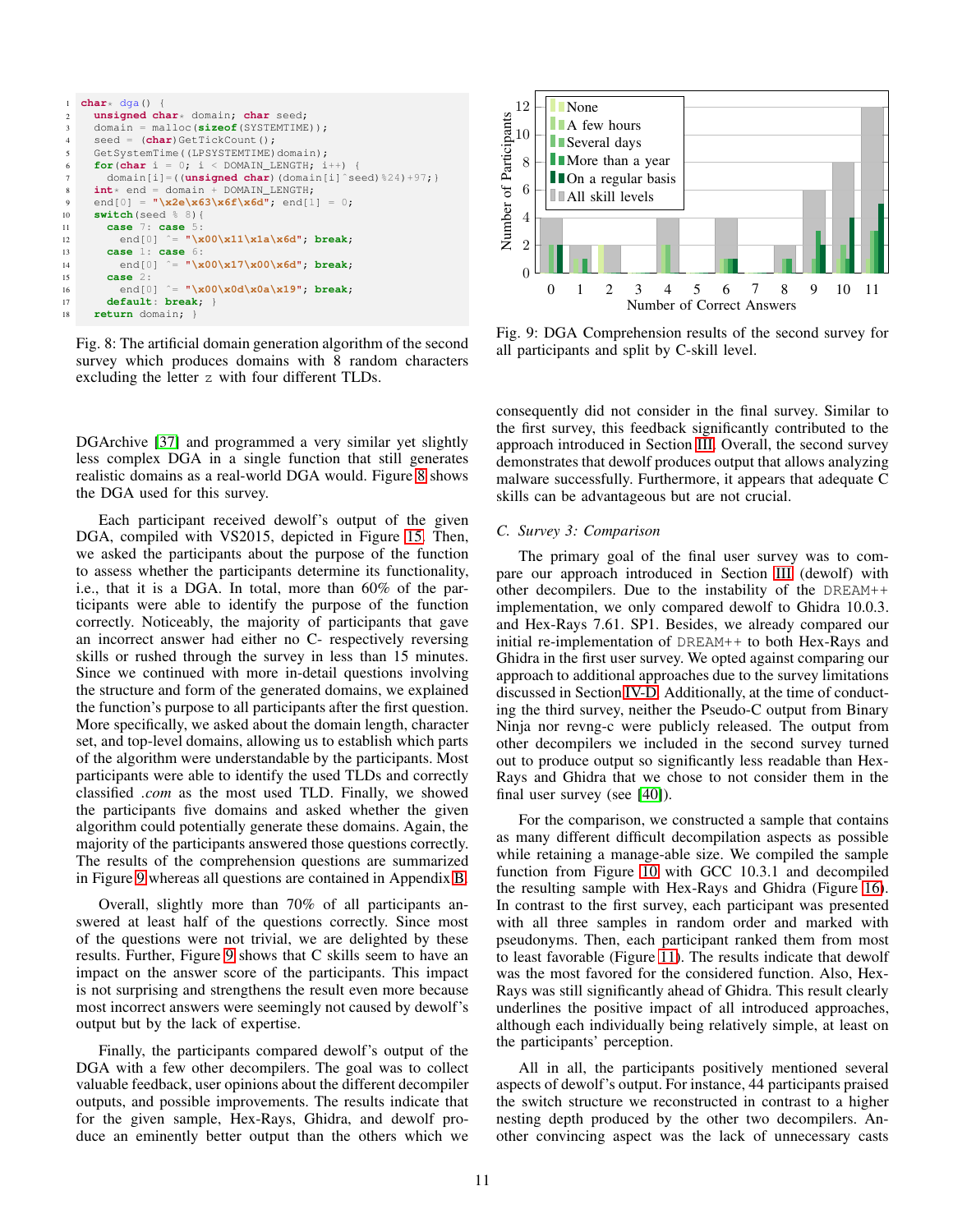```c
char* dga() {
  unsigned char* domain; char seed;
  domain = malloc(sizeof(SYSTEMTIME));
  seed = (char)GetTickCount();
  GetSystemTime((LPSYSTEMTIME)domain);
  for(char i = 0; i < DOMAIN_LENGTH; i++) {
    domain[i]=((unsigned char)(domain[i]^seed)%24)+97;}
  int* end = domain + DOMAIN_LENGTH;
  end[0] = "\x2e\x63\x6f\x6d"; end[1] = 0;
  switch(seed % 8){
    case 7: case 5:
      end[0] ^= "\x00\x11\x1a\x6d"; break;
    case 1: case 6:
      end[0] ^= "\x00\x17\x00\x6d"; break;
    case 2:
      end[0] ^= "\x00\x0d\x0a\x19"; break;
    default: break; }
  return domain; }
```

Fig. 8: The artificial domain generation algorithm of the second survey which produces domains with 8 random characters excluding the letter z with four different TLDs.

DGArchive [37] and programmed a very similar yet slightly less complex DGA in a single function that still generates realistic domains as a real-world DGA would. Figure 8 shows the DGA used for this survey.

Each participant received dewolf's output of the given DGA, compiled with VS2015, depicted in Figure 15. Then, we asked the participants about the purpose of the function to assess whether the participants determine its functionality, i.e., that it is a DGA. In total, more than 60% of the participants were able to identify the purpose of the function correctly. Noticeably, the majority of participants that gave an incorrect answer had either no C- respectively reversing skills or rushed through the survey in less than 15 minutes. Since we continued with more in-detail questions involving the structure and form of the generated domains, we explained the function's purpose to all participants after the first question. More specifically, we asked about the domain length, character set, and top-level domains, allowing us to establish which parts of the algorithm were understandable by the participants. Most participants were able to identify the used TLDs and correctly classified *.com* as the most used TLD. Finally, we showed the participants five domains and asked whether the given algorithm could potentially generate these domains. Again, the majority of the participants answered those questions correctly. The results of the comprehension questions are summarized in Figure 9 whereas all questions are contained in Appendix B.

Overall, slightly more than 70% of all participants answered at least half of the questions correctly. Since most of the questions were not trivial, we are delighted by these results. Further, Figure 9 shows that C skills seem to have an impact on the answer score of the participants. This impact is not surprising and strengthens the result even more because most incorrect answers were seemingly not caused by dewolf's output but by the lack of expertise.

Finally, the participants compared dewolf's output of the DGA with a few other decompilers. The goal was to collect valuable feedback, user opinions about the different decompiler outputs, and possible improvements. The results indicate that for the given sample, Hex-Rays, Ghidra, and dewolf produce an eminently better output than the others which we

Number of Participants
0
2
4
6
8
10
12
None
A few hours
Several days
More than a year
On a regular basis
All skill levels
0 1 2 3 4 5 6 7 8 9 10 11
Number of Correct Answers

Fig. 9: DGA Comprehension results of the second survey for all participants and split by C-skill level.

consequently did not consider in the final survey. Similar to the first survey, this feedback significantly contributed to the approach introduced in Section III. Overall, the second survey demonstrates that dewolf produces output that allows analyzing malware successfully. Furthermore, it appears that adequate C skills can be advantageous but are not crucial.

### C. Survey 3: Comparison

The primary goal of the final user survey was to compare our approach introduced in Section III (dewolf) with other decompilers. Due to the instability of the DREAM++ implementation, we only compared dewolf to Ghidra 10.0.3. and Hex-Rays 7.61. SP1. Besides, we already compared our initial re-implementation of DREAM++ to both Hex-Rays and Ghidra in the first user survey. We opted against comparing our approach to additional approaches due to the survey limitations discussed in Section IV-D. Additionally, at the time of conducting the third survey, neither the Pseudo-C output from Binary Ninja nor revng-c were publicly released. The output from other decompilers we included in the second survey turned out to produce output so significantly less readable than Hex-Rays and Ghidra that we chose to not consider them in the final user survey (see [40]).

For the comparison, we constructed a sample that contains as many different difficult decompilation aspects as possible while retaining a manage-able size. We compiled the sample function from Figure 10 with GCC 10.3.1 and decompiled the resulting sample with Hex-Rays and Ghidra (Figure 16). In contrast to the first survey, each participant was presented with all three samples in random order and marked with pseudonyms. Then, each participant ranked them from most to least favorable (Figure 11). The results indicate that dewolf was the most favored for the considered function. Also, Hex-Rays was still significantly ahead of Ghidra. This result clearly underlines the positive impact of all introduced approaches, although each individually being relatively simple, at least on the participants' perception.

All in all, the participants positively mentioned several aspects of dewolf's output. For instance, 44 participants praised the switch structure we reconstructed in contrast to a higher nesting depth produced by the other two decompilers. Another convincing aspect was the lack of unnecessary casts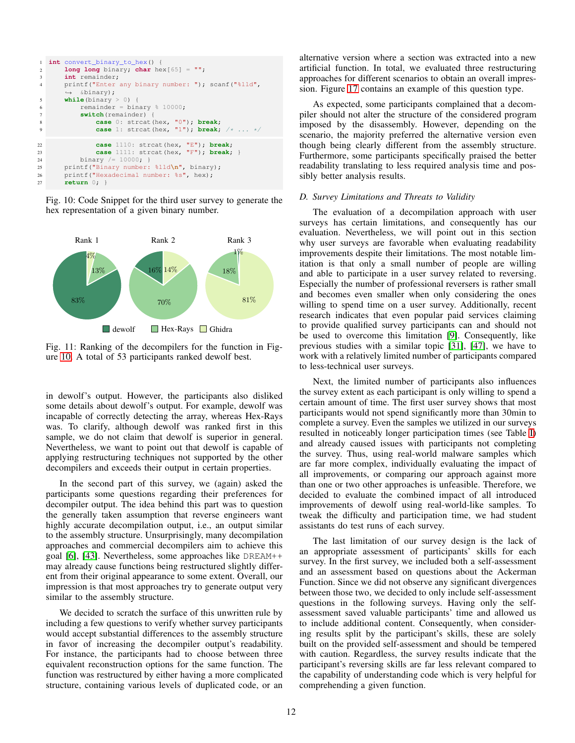```c
1  int convert_binary_to_hex() {
2      long long binary; char hex[65] = "";
3      int remainder;
4      printf("Enter any binary number: "); scanf("%lld",
       ↪  &binary);
5      while(binary > 0) {
6          remainder = binary % 10000;
7          switch(remainder) {
8              case 0: strcat(hex, "0"); break;
9              case 1: strcat(hex, "1"); break; /* ... */

22             case 1110: strcat(hex, "E"); break;
23             case 1111: strcat(hex, "F"); break; }
24         binary /= 10000; }
25     printf("Binary number: %lld\n", binary);
26     printf("Hexadecimal number: %s", hex);
27     return 0; }
```

Fig. 10: Code Snippet for the third user survey to generate the hex representation of a given binary number.

Rank 1
83%
13%
4%

Rank 2
16%
14%
70%

Rank 3
1%
18%
81%

dewolf
Hex-Rays
Ghidra

Fig. 11: Ranking of the decompilers for the function in Figure 10. A total of 53 participants ranked dewolf best.

in dewolf's output. However, the participants also disliked some details about dewolf's output. For example, dewolf was incapable of correctly detecting the array, whereas Hex-Rays was. To clarify, although dewolf was ranked first in this sample, we do not claim that dewolf is superior in general. Nevertheless, we want to point out that dewolf is capable of applying restructuring techniques not supported by the other decompilers and exceeds their output in certain properties.

In the second part of this survey, we (again) asked the participants some questions regarding their preferences for decompiler output. The idea behind this part was to question the generally taken assumption that reverse engineers want highly accurate decompilation output, i.e., an output similar to the assembly structure. Unsurprisingly, many decompilation approaches and commercial decompilers aim to achieve this goal [6], [43]. Nevertheless, some approaches like DREAM++ may already cause functions being restructured slightly different from their original appearance to some extent. Overall, our impression is that most approaches try to generate output very similar to the assembly structure.

We decided to scratch the surface of this unwritten rule by including a few questions to verify whether survey participants would accept substantial differences to the assembly structure in favor of increasing the decompiler output's readability. For instance, the participants had to choose between three equivalent reconstruction options for the same function. The function was restructured by either having a more complicated structure, containing various levels of duplicated code, or an alternative version where a section was extracted into a new artificial function. In total, we evaluated three restructuring approaches for different scenarios to obtain an overall impression. Figure 17 contains an example of this question type.

As expected, some participants complained that a decompiler should not alter the structure of the considered program imposed by the disassembly. However, depending on the scenario, the majority preferred the alternative version even though being clearly different from the assembly structure. Furthermore, some participants specifically praised the better readability translating to less required analysis time and possibly better analysis results.

### D. Survey Limitations and Threats to Validity

The evaluation of a decompilation approach with user surveys has certain limitations, and consequently has our evaluation. Nevertheless, we will point out in this section why user surveys are favorable when evaluating readability improvements despite their limitations. The most notable limitation is that only a small number of people are willing and able to participate in a user survey related to reversing. Especially the number of professional reversers is rather small and becomes even smaller when only considering the ones willing to spend time on a user survey. Additionally, recent research indicates that even popular paid services claiming to provide qualified survey participants can and should not be used to overcome this limitation [9]. Consequently, like previous studies with a similar topic [31], [47], we have to work with a relatively limited number of participants compared to less-technical user surveys.

Next, the limited number of participants also influences the survey extent as each participant is only willing to spend a certain amount of time. The first user survey shows that most participants would not spend significantly more than 30min to complete a survey. Even the samples we utilized in our surveys resulted in noticeably longer participation times (see Table I) and already caused issues with participants not completing the survey. Thus, using real-world malware samples which are far more complex, individually evaluating the impact of all improvements, or comparing our approach against more than one or two other approaches is unfeasible. Therefore, we decided to evaluate the combined impact of all introduced improvements of dewolf using real-world-like samples. To tweak the difficulty and participation time, we had student assistants do test runs of each survey.

The last limitation of our survey design is the lack of an appropriate assessment of participants' skills for each survey. In the first survey, we included both a self-assessment and an assessment based on questions about the Ackerman Function. Since we did not observe any significant divergences between those two, we decided to only include self-assessment questions in the following surveys. Having only the self-assessment saved valuable participants' time and allowed us to include additional content. Consequently, when considering results split by the participant's skills, these are solely built on the provided self-assessment and should be tempered with caution. Regardless, the survey results indicate that the participant's reversing skills are far less relevant compared to the capability of understanding code which is very helpful for comprehending a given function.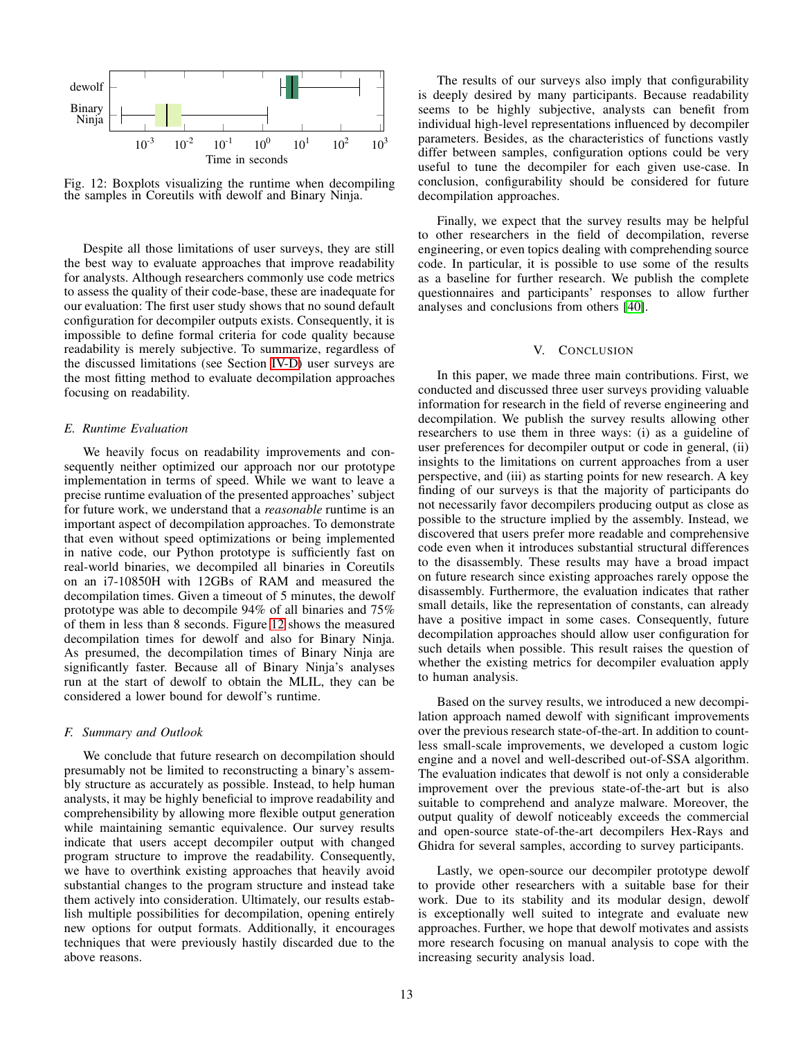dewolf

Binary Ninja

$10^{-3}$ $10^{-2}$ $10^{-1}$ $10^{0}$ $10^{1}$ $10^{2}$ $10^{3}$

Time in seconds

Fig. 12: Boxplots visualizing the runtime when decompiling the samples in Coreutils with dewolf and Binary Ninja.

Despite all those limitations of user surveys, they are still the best way to evaluate approaches that improve readability for analysts. Although researchers commonly use code metrics to assess the quality of their code-base, these are inadequate for our evaluation: The first user study shows that no sound default configuration for decompiler outputs exists. Consequently, it is impossible to define formal criteria for code quality because readability is merely subjective. To summarize, regardless of the discussed limitations (see Section IV-D) user surveys are the most fitting method to evaluate decompilation approaches focusing on readability.

### E. Runtime Evaluation

We heavily focus on readability improvements and consequently neither optimized our approach nor our prototype implementation in terms of speed. While we want to leave a precise runtime evaluation of the presented approaches' subject for future work, we understand that a *reasonable* runtime is an important aspect of decompilation approaches. To demonstrate that even without speed optimizations or being implemented in native code, our Python prototype is sufficiently fast on real-world binaries, we decompiled all binaries in Coreutils on an i7-10850H with 12GBs of RAM and measured the decompilation times. Given a timeout of 5 minutes, the dewolf prototype was able to decompile 94% of all binaries and 75% of them in less than 8 seconds. Figure 12 shows the measured decompilation times for dewolf and also for Binary Ninja. As presumed, the decompilation times of Binary Ninja are significantly faster. Because all of Binary Ninja's analyses run at the start of dewolf to obtain the MLIL, they can be considered a lower bound for dewolf's runtime.

### F. Summary and Outlook

We conclude that future research on decompilation should presumably not be limited to reconstructing a binary's assembly structure as accurately as possible. Instead, to help human analysts, it may be highly beneficial to improve readability and comprehensibility by allowing more flexible output generation while maintaining semantic equivalence. Our survey results indicate that users accept decompiler output with changed program structure to improve the readability. Consequently, we have to overthink existing approaches that heavily avoid substantial changes to the program structure and instead take them actively into consideration. Ultimately, our results establish multiple possibilities for decompilation, opening entirely new options for output formats. Additionally, it encourages techniques that were previously hastily discarded due to the above reasons.

The results of our surveys also imply that configurability is deeply desired by many participants. Because readability seems to be highly subjective, analysts can benefit from individual high-level representations influenced by decompiler parameters. Besides, as the characteristics of functions vastly differ between samples, configuration options could be very useful to tune the decompiler for each given use-case. In conclusion, configurability should be considered for future decompilation approaches.

Finally, we expect that the survey results may be helpful to other researchers in the field of decompilation, reverse engineering, or even topics dealing with comprehending source code. In particular, it is possible to use some of the results as a baseline for further research. We publish the complete questionnaires and participants' responses to allow further analyses and conclusions from others [40].

## V. Conclusion

In this paper, we made three main contributions. First, we conducted and discussed three user surveys providing valuable information for research in the field of reverse engineering and decompilation. We publish the survey results allowing other researchers to use them in three ways: (i) as a guideline of user preferences for decompiler output or code in general, (ii) insights to the limitations on current approaches from a user perspective, and (iii) as starting points for new research. A key finding of our surveys is that the majority of participants do not necessarily favor decompilers producing output as close as possible to the structure implied by the assembly. Instead, we discovered that users prefer more readable and comprehensive code even when it introduces substantial structural differences to the disassembly. These results may have a broad impact on future research since existing approaches rarely oppose the disassembly. Furthermore, the evaluation indicates that rather small details, like the representation of constants, can already have a positive impact in some cases. Consequently, future decompilation approaches should allow user configuration for such details when possible. This result raises the question of whether the existing metrics for decompiler evaluation apply to human analysis.

Based on the survey results, we introduced a new decompilation approach named dewolf with significant improvements over the previous research state-of-the-art. In addition to countless small-scale improvements, we developed a custom logic engine and a novel and well-described out-of-SSA algorithm. The evaluation indicates that dewolf is not only a considerable improvement over the previous state-of-the-art but is also suitable to comprehend and analyze malware. Moreover, the output quality of dewolf noticeably exceeds the commercial and open-source state-of-the-art decompilers Hex-Rays and Ghidra for several samples, according to survey participants.

Lastly, we open-source our decompiler prototype dewolf to provide other researchers with a suitable base for their work. Due to its stability and its modular design, dewolf is exceptionally well suited to integrate and evaluate new approaches. Further, we hope that dewolf motivates and assists more research focusing on manual analysis to cope with the increasing security analysis load.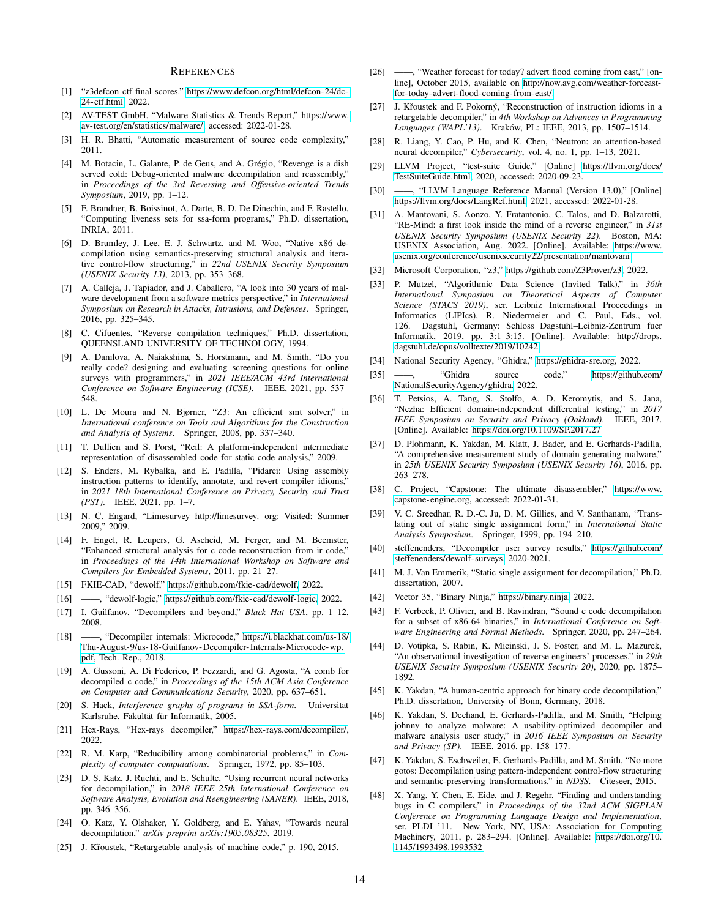# References

[1] "z3defcon ctf final scores." https://www.defcon.org/html/defcon-24/dc-24-ctf.html, 2022.

[2] AV-TEST GmbH, "Malware Statistics & Trends Report," https://www.av-test.org/en/statistics/malware/, accessed: 2022-01-28.

[3] H. R. Bhatti, "Automatic measurement of source code complexity," 2011.

[4] M. Botacin, L. Galante, P. de Geus, and A. Grégio, "Revenge is a dish served cold: Debug-oriented malware decompilation and reassembly," in *Proceedings of the 3rd Reversing and Offensive-oriented Trends Symposium*, 2019, pp. 1–12.

[5] F. Brandner, B. Boissinot, A. Darte, B. D. De Dinechin, and F. Rastello, "Computing liveness sets for ssa-form programs," Ph.D. dissertation, INRIA, 2011.

[6] D. Brumley, J. Lee, E. J. Schwartz, and M. Woo, "Native x86 decompilation using semantics-preserving structural analysis and iterative control-flow structuring," in *22nd USENIX Security Symposium (USENIX Security 13)*, 2013, pp. 353–368.

[7] A. Calleja, J. Tapiador, and J. Caballero, "A look into 30 years of malware development from a software metrics perspective," in *International Symposium on Research in Attacks, Intrusions, and Defenses*. Springer, 2016, pp. 325–345.

[8] C. Cifuentes, "Reverse compilation techniques," Ph.D. dissertation, QUEENSLAND UNIVERSITY OF TECHNOLOGY, 1994.

[9] A. Danilova, A. Naiakshina, S. Horstmann, and M. Smith, "Do you really code? designing and evaluating screening questions for online surveys with programmers," in *2021 IEEE/ACM 43rd International Conference on Software Engineering (ICSE)*. IEEE, 2021, pp. 537–548.

[10] L. De Moura and N. Bjørner, "Z3: An efficient smt solver," in *International conference on Tools and Algorithms for the Construction and Analysis of Systems*. Springer, 2008, pp. 337–340.

[11] T. Dullien and S. Porst, "Reil: A platform-independent intermediate representation of disassembled code for static code analysis," 2009.

[12] S. Enders, M. Rybalka, and E. Padilla, "Pidarci: Using assembly instruction patterns to identify, annotate, and revert compiler idioms," in *2021 18th International Conference on Privacy, Security and Trust (PST)*. IEEE, 2021, pp. 1–7.

[13] N. C. Engard, "Limesurvey http://limesurvey. org: Visited: Summer 2009," 2009.

[14] F. Engel, R. Leupers, G. Ascheid, M. Ferger, and M. Beemster, "Enhanced structural analysis for c code reconstruction from ir code," in *Proceedings of the 14th International Workshop on Software and Compilers for Embedded Systems*, 2011, pp. 21–27.

[15] FKIE-CAD, "dewolf," https://github.com/fkie-cad/dewolf, 2022.

[16] ——, "dewolf-logic," https://github.com/fkie-cad/dewolf-logic, 2022.

[17] I. Guilfanov, "Decompilers and beyond," *Black Hat USA*, pp. 1–12, 2008.

[18] ——, "Decompiler internals: Microcode," https://i.blackhat.com/us-18/Thu-August-9/us-18-Guilfanov-Decompiler-Internals-Microcode-wp.pdf, Tech. Rep., 2018.

[19] A. Gussoni, A. Di Federico, P. Fezzardi, and G. Agosta, "A comb for decompiled c code," in *Proceedings of the 15th ACM Asia Conference on Computer and Communications Security*, 2020, pp. 637–651.

[20] S. Hack, *Interference graphs of programs in SSA-form*. Universität Karlsruhe, Fakultät für Informatik, 2005.

[21] Hex-Rays, "Hex-rays decompiler," https://hex-rays.com/decompiler/, 2022.

[22] R. M. Karp, "Reducibility among combinatorial problems," in *Complexity of computer computations*. Springer, 1972, pp. 85–103.

[23] D. S. Katz, J. Ruchti, and E. Schulte, "Using recurrent neural networks for decompilation," in *2018 IEEE 25th International Conference on Software Analysis, Evolution and Reengineering (SANER)*. IEEE, 2018, pp. 346–356.

[24] O. Katz, Y. Olshaker, Y. Goldberg, and E. Yahav, "Towards neural decompilation," *arXiv preprint arXiv:1905.08325*, 2019.

[25] J. Křoustek, "Retargetable analysis of machine code," p. 190, 2015.

[26] ——, "Weather forecast for today? advert flood coming from east," [online], October 2015, available on http://now.avg.com/weather-forecast-for-today-advert-flood-coming-from-east/.

[27] J. Křoustek and F. Pokorný, "Reconstruction of instruction idioms in a retargetable decompiler," in *4th Workshop on Advances in Programming Languages (WAPL'13)*. Kraków, PL: IEEE, 2013, pp. 1507–1514.

[28] R. Liang, Y. Cao, P. Hu, and K. Chen, "Neutron: an attention-based neural decompiler," *Cybersecurity*, vol. 4, no. 1, pp. 1–13, 2021.

[29] LLVM Project, "test-suite Guide," [Online] https://llvm.org/docs/TestSuiteGuide.html, 2020, accessed: 2020-09-23.

[30] ——, "LLVM Language Reference Manual (Version 13.0)," [Online] https://llvm.org/docs/LangRef.html, 2021, accessed: 2022-01-28.

[31] A. Mantovani, S. Aonzo, Y. Fratantonio, C. Talos, and D. Balzarotti, "RE-Mind: a first look inside the mind of a reverse engineer," in *31st USENIX Security Symposium (USENIX Security 22)*. Boston, MA: USENIX Association, Aug. 2022. [Online]. Available: https://www.usenix.org/conference/usenixsecurity22/presentation/mantovani

[32] Microsoft Corporation, "z3," https://github.com/Z3Prover/z3, 2022.

[33] P. Mutzel, "Algorithmic Data Science (Invited Talk)," in *36th International Symposium on Theoretical Aspects of Computer Science (STACS 2019)*, ser. Leibniz International Proceedings in Informatics (LIPIcs), R. Niedermeier and C. Paul, Eds., vol. 126. Dagstuhl, Germany: Schloss Dagstuhl–Leibniz-Zentrum fuer Informatik, 2019, pp. 3:1–3:15. [Online]. Available: http://drops.dagstuhl.de/opus/volltexte/2019/10242

[34] National Security Agency, "Ghidra," https://ghidra-sre.org, 2022.

[35] ——, "Ghidra source code," https://github.com/NationalSecurityAgency/ghidra, 2022.

[36] T. Petsios, A. Tang, S. Stolfo, A. D. Keromytis, and S. Jana, "Nezha: Efficient domain-independent differential testing," in *2017 IEEE Symposium on Security and Privacy (Oakland)*. IEEE, 2017. [Online]. Available: https://doi.org/10.1109/SP.2017.27

[37] D. Plohmann, K. Yakdan, M. Klatt, J. Bader, and E. Gerhards-Padilla, "A comprehensive measurement study of domain generating malware," in *25th USENIX Security Symposium (USENIX Security 16)*, 2016, pp. 263–278.

[38] C. Project, "Capstone: The ultimate disassembler," https://www.capstone-engine.org, accessed: 2022-01-31.

[39] V. C. Sreedhar, R. D.-C. Ju, D. M. Gillies, and V. Santhanam, "Translating out of static single assignment form," in *International Static Analysis Symposium*. Springer, 1999, pp. 194–210.

[40] steffenenders, "Decompiler user survey results," https://github.com/steffenenders/dewolf-surveys, 2020-2021.

[41] M. J. Van Emmerik, "Static single assignment for decompilation," Ph.D. dissertation, 2007.

[42] Vector 35, "Binary Ninja," https://binary.ninja, 2022.

[43] F. Verbeek, P. Olivier, and B. Ravindran, "Sound c code decompilation for a subset of x86-64 binaries," in *International Conference on Software Engineering and Formal Methods*. Springer, 2020, pp. 247–264.

[44] D. Votipka, S. Rabin, K. Micinski, J. S. Foster, and M. L. Mazurek, "An observational investigation of reverse engineers' processes," in *29th USENIX Security Symposium (USENIX Security 20)*, 2020, pp. 1875–1892.

[45] K. Yakdan, "A human-centric approach for binary code decompilation," Ph.D. dissertation, University of Bonn, Germany, 2018.

[46] K. Yakdan, S. Dechand, E. Gerhards-Padilla, and M. Smith, "Helping johnny to analyze malware: A usability-optimized decompiler and malware analysis user study," in *2016 IEEE Symposium on Security and Privacy (SP)*. IEEE, 2016, pp. 158–177.

[47] K. Yakdan, S. Eschweiler, E. Gerhards-Padilla, and M. Smith, "No more gotos: Decompilation using pattern-independent control-flow structuring and semantic-preserving transformations." in *NDSS*. Citeseer, 2015.

[48] X. Yang, Y. Chen, E. Eide, and J. Regehr, "Finding and understanding bugs in C compilers," in *Proceedings of the 32nd ACM SIGPLAN Conference on Programming Language Design and Implementation*, ser. PLDI '11. New York, NY, USA: Association for Computing Machinery, 2011, p. 283–294. [Online]. Available: https://doi.org/10.1145/1993498.1993532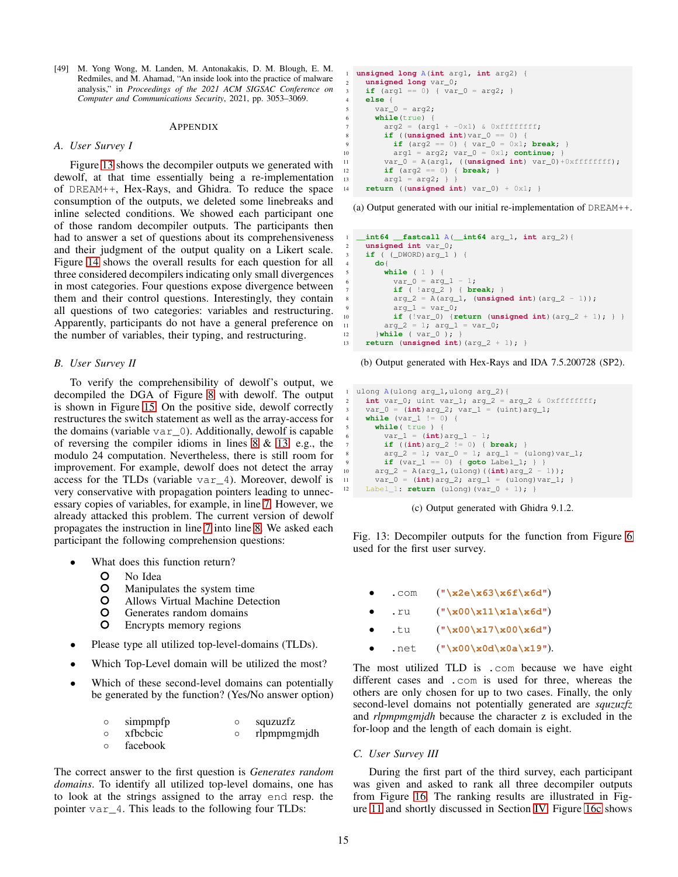[49] M. Yong Wong, M. Landen, M. Antonakakis, D. M. Blough, E. M. Redmiles, and M. Ahamad, "An inside look into the practice of malware analysis," in *Proceedings of the 2021 ACM SIGSAC Conference on Computer and Communications Security*, 2021, pp. 3053–3069.

## Appendix

### A. User Survey I

Figure 13 shows the decompiler outputs we generated with dewolf, at that time essentially being a re-implementation of DREAM++, Hex-Rays, and Ghidra. To reduce the space consumption of the outputs, we deleted some linebreaks and inline selected conditions. We showed each participant one of those random decompiler outputs. The participants then had to answer a set of questions about its comprehensiveness and their judgment of the output quality on a Likert scale. Figure 14 shows the overall results for each question for all three considered decompilers indicating only small divergences in most categories. Four questions expose divergence between them and their control questions. Interestingly, they contain all questions of two categories: variables and restructuring. Apparently, participants do not have a general preference on the number of variables, their typing, and restructuring.

### B. User Survey II

To verify the comprehensibility of dewolf's output, we decompiled the DGA of Figure 8 with dewolf. The output is shown in Figure 15. On the positive side, dewolf correctly restructures the switch statement as well as the array-access for the domains (variable var_0). Additionally, dewolf is capable of reversing the compiler idioms in lines 8 & 13, e.g., the modulo 24 computation. Nevertheless, there is still room for improvement. For example, dewolf does not detect the array access for the TLDs (variable var_4). Moreover, dewolf is very conservative with propagation pointers leading to unnecessary copies of variables, for example, in line 7. However, we already attacked this problem. The current version of dewolf propagates the instruction in line 7 into line 8. We asked each participant the following comprehension questions:

- What does this function return?
  - No Idea
  - Manipulates the system time
  - Allows Virtual Machine Detection
  - Generates random domains
  - Encrypts memory regions
- Please type all utilized top-level-domains (TLDs).
- Which Top-Level domain will be utilized the most?
- Which of these second-level domains can potentially be generated by the function? (Yes/No answer option)
  - simpmpfp
  - xfbcbcic
  - facebook
  - squzufz
  - rlpmpmgmjdh

The correct answer to the first question is *Generates random domains*. To identify all utilized top-level domains, one has to look at the strings assigned to the array end resp. the pointer var_4. This leads to the following four TLDs:

```
1  unsigned long A(int arg1, int arg2) {
2    unsigned long var_0;
3    if (arg1 == 0) { var_0 = arg2; }
4    else {
5      var_0 = arg2;
6      while(true) {
7        arg2 = (arg1 + -0x1) & 0xffffffff;
8        if ((unsigned int)var_0 == 0) {
9          if (arg2 == 0) { var_0 = 0x1; break; }
10         arg1 = arg2; var_0 = 0x1; continue; }
11       var_0 = A(arg1, ((unsigned int) var_0)+0xffffffff);
12       if (arg2 == 0) { break; }
13       arg1 = arg2; } }
14   return ((unsigned int) var_0) + 0x1; }
```

(a) Output generated with our initial re-implementation of DREAM++.

```
1  __int64 __fastcall A(__int64 arg_1, int arg_2){
2    unsigned int var_0;
3    if ( (_DWORD)arg_1 ) {
4      do{
5        while ( 1 ) {
6          var_0 = arg_1 - 1;
7          if ( !arg_2 ) { break; }
8          arg_2 = A(arg_1, (unsigned int)(arg_2 - 1));
9          arg_1 = var_0;
10         if (!var_0) {return (unsigned int)(arg_2 + 1); } }
11       arg_2 = 1; arg_1 = var_0;
12     }while ( var_0 ); }
13   return (unsigned int)(arg_2 + 1); }
```

(b) Output generated with Hex-Rays and IDA 7.5.200728 (SP2).

```
1  ulong A(ulong arg_1,ulong arg_2){
2    int var_0; uint var_1; arg_2 = arg_2 & 0xffffffff;
3    var_0 = (int)arg_2; var_1 = (uint)arg_1;
4    while (var_1 != 0) {
5      while( true ) {
6        var_1 = (int)arg_1 - 1;
7        if ((int)arg_2 != 0) { break; }
8        arg_2 = 1; var_0 = 1; arg_1 = (ulong)var_1;
9        if (var_1 == 0) { goto Label_1; } }
10     arg_2 = A(arg_1,(ulong)((int)arg_2 - 1));
11     var_0 = (int)arg_2; arg_1 = (ulong)var_1; }
12   Label_1: return (ulong)(var_0 + 1); }
```

(c) Output generated with Ghidra 9.1.2.

Fig. 13: Decompiler outputs for the function from Figure 6 used for the first user survey.

- .com ("\x2e\x63\x6f\x6d")
- .ru ("\x00\x11\x1a\x6d")
- .tu ("\x00\x17\x00\x6d")
- .net ("\x00\x0d\x0a\x19").

The most utilized TLD is .com because we have eight different cases and .com is used for three, whereas the others are only chosen for up to two cases. Finally, the only second-level domains not potentially generated are *squzufz* and *rlpmpmgmjdh* because the character z is excluded in the for-loop and the length of each domain is eight.

### C. User Survey III

During the first part of the third survey, each participant was given and asked to rank all three decompiler outputs from Figure 16. The ranking results are illustrated in Figure 11 and shortly discussed in Section IV. Figure 16c shows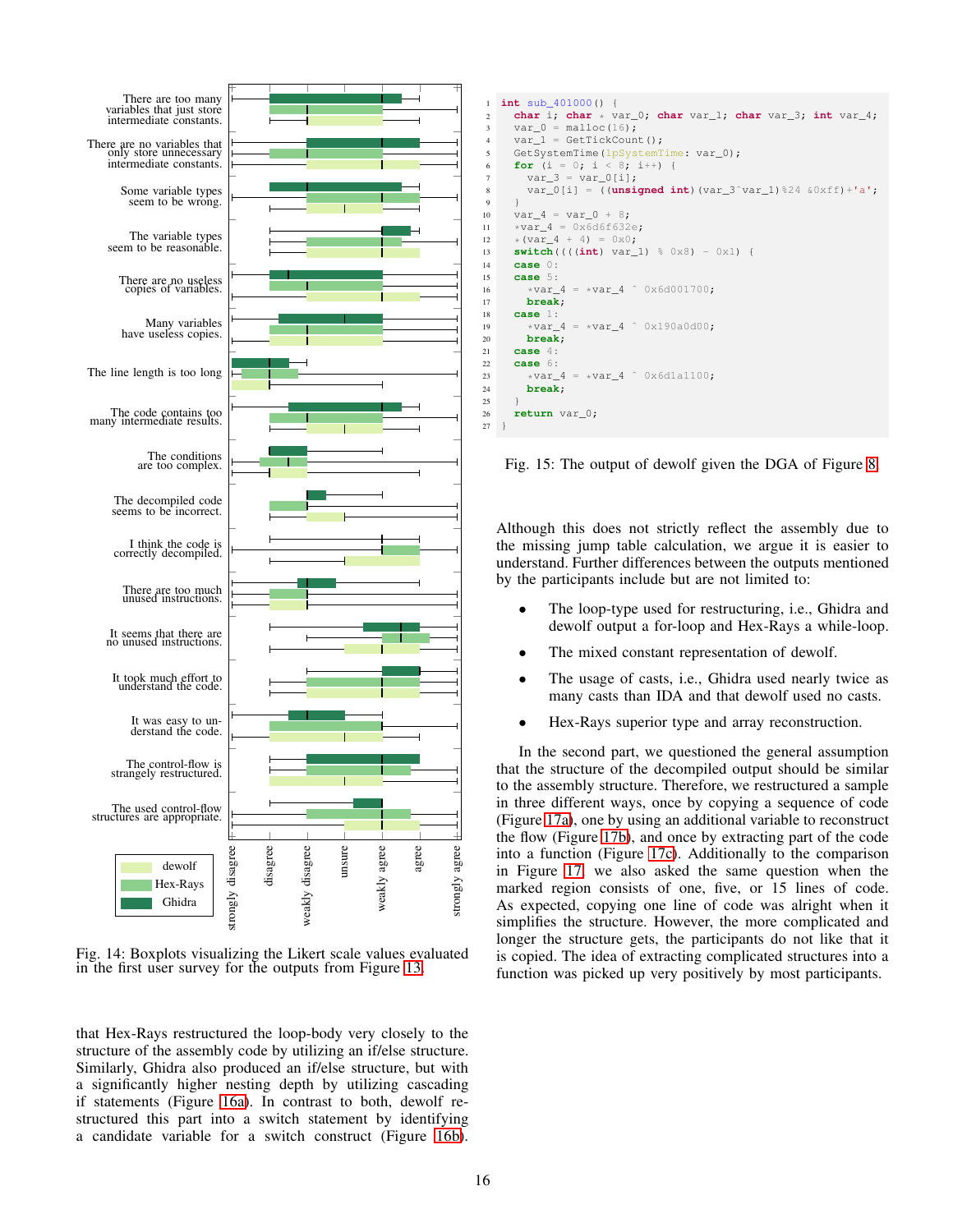There are too many variables that just store intermediate constants.

There are no variables that only store unnecessary intermediate constants.

Some variable types seem to be wrong.

The variable types seem to be reasonable.

There are no useless copies of variables.

Many variables have useless copies.

The line length is too long

The code contains too many intermediate results.

The conditions are too complex.

The decompiled code seems to be incorrect.

I think the code is correctly decompiled.

There are too much unused instructions.

It seems that there are no unused instructions.

It took much effort to understand the code.

It was easy to understand the code.

The control-flow is strangely restructured.

The used control-flow structures are appropriate.

dewolf
Hex-Rays
Ghidra

strongly disagree
disagree
weakly disagree
unsure
weakly agree
agree
strongly agree

Fig. 14: Boxplots visualizing the Likert scale values evaluated in the first user survey for the outputs from Figure 13.

that Hex-Rays restructured the loop-body very closely to the structure of the assembly code by utilizing an if/else structure. Similarly, Ghidra also produced an if/else structure, but with a significantly higher nesting depth by utilizing cascading if statements (Figure 16a). In contrast to both, dewolf restructured this part into a switch statement by identifying a candidate variable for a switch construct (Figure 16b).

```
1  int sub_401000() {
2    char i; char * var_0; char var_1; char var_3; int var_4;
3    var_0 = malloc(16);
4    var_1 = GetTickCount();
5    GetSystemTime(lpSystemTime: var_0);
6    for (i = 0; i < 8; i++) {
7      var_3 = var_0[i];
8      var_0[i] = ((unsigned int)(var_3^var_1)%24 &0xff)+'a';
9    }
10   var_4 = var_0 + 8;
11   *var_4 = 0x6d6f632e;
12   *(var_4 + 4) = 0x0;
13   switch((((int) var_1) % 0x8) - 0x1) {
14   case 0:
15   case 5:
16     *var_4 = *var_4 ^ 0x6d001700;
17     break;
18   case 1:
19     *var_4 = *var_4 ^ 0x190a0d00;
20     break;
21   case 4:
22   case 6:
23     *var_4 = *var_4 ^ 0x6d1a1100;
24     break;
25   }
26   return var_0;
27 }
```

Fig. 15: The output of dewolf given the DGA of Figure 8.

Although this does not strictly reflect the assembly due to the missing jump table calculation, we argue it is easier to understand. Further differences between the outputs mentioned by the participants include but are not limited to:

- The loop-type used for restructuring, i.e., Ghidra and dewolf output a for-loop and Hex-Rays a while-loop.
- The mixed constant representation of dewolf.
- The usage of casts, i.e., Ghidra used nearly twice as many casts than IDA and that dewolf used no casts.
- Hex-Rays superior type and array reconstruction.

In the second part, we questioned the general assumption that the structure of the decompiled output should be similar to the assembly structure. Therefore, we restructured a sample in three different ways, once by copying a sequence of code (Figure 17a), one by using an additional variable to reconstruct the flow (Figure 17b), and once by extracting part of the code into a function (Figure 17c). Additionally to the comparison in Figure 17 we also asked the same question when the marked region consists of one, five, or 15 lines of code. As expected, copying one line of code was alright when it simplifies the structure. However, the more complicated and longer the structure gets, the participants do not like that it is copied. The idea of extracting complicated structures into a function was picked up very positively by most participants.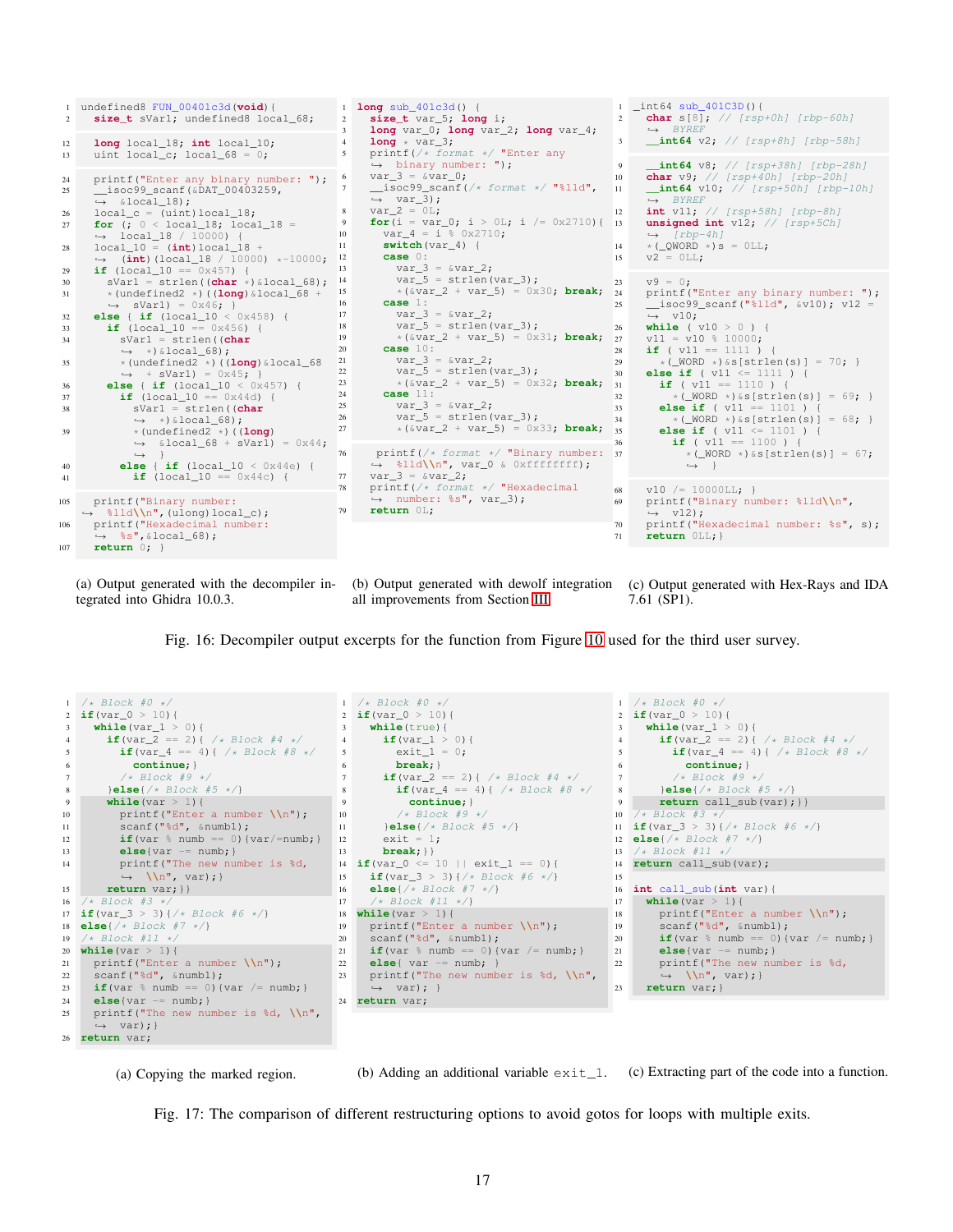```
1   undefined8 FUN_00401c3d(void){
2     size_t sVar1; undefined8 local_68;

12    long local_18; int local_10;
13    uint local_c; local_68 = 0;

24    printf("Enter any binary number: ");
25    __isoc99_scanf(&DAT_00403259,
      ↪  &local_18);
26    local_c = (uint)local_18;
27    for (; 0 < local_18; local_18 =
      ↪  local_18 / 10000) {
28    local_10 = (int)local_18 +
      ↪  (int)(local_18 / 10000) *-10000;
29    if (local_10 == 0x457) {
30      sVar1 = strlen((char *)&local_68);
31      *(undefined2 *)((long)&local_68 +
        ↪  sVar1) = 0x46; }
32    else { if (local_10 < 0x458) {
33      if (local_10 == 0x456) {
34        sVar1 = strlen((char
          ↪  *)&local_68);
35        *(undefined2 *)((long)&local_68
          ↪  + sVar1) = 0x45; }
36      else { if (local_10 < 0x457) {
37        if (local_10 == 0x44d) {
38          sVar1 = strlen((char
            ↪  *)&local_68);
39          *(undefined2 *)((long)
            ↪  &local_68 + sVar1) = 0x44;
            ↪  }
40        else { if (local_10 < 0x44e) {
41          if (local_10 == 0x44c) {

105   printf("Binary number:
↪   %lld\n",(ulong)local_c);
106   printf("Hexadecimal number:
      ↪  %s",&local_68);
107   return 0; }
```

(a) Output generated with the decompiler integrated into Ghidra 10.0.3.

```
1   long sub_401c3d() {
2     size_t var_5; long i;
3     long var_0; long var_2; long var_4;
4     long * var_3;
5     printf(/* format */ "Enter any
      ↪  binary number: ");
6     var_3 = &var_0;
7     __isoc99_scanf(/* format */ "%lld",
      ↪  var_3);
8     var_2 = 0L;
9     for(i = var_0; i > 0L; i /= 0x2710){
10      var_4 = i % 0x2710;
11      switch(var_4) {
12      case 0:
13        var_3 = &var_2;
14        var_5 = strlen(var_3);
15        *(&var_2 + var_5) = 0x30; break;
16      case 1:
17        var_3 = &var_2;
18        var_5 = strlen(var_3);
19        *(&var_2 + var_5) = 0x31; break;
20      case 10:
21        var_3 = &var_2;
22        var_5 = strlen(var_3);
23        *(&var_2 + var_5) = 0x32; break;
24      case 11:
25        var_3 = &var_2;
26        var_5 = strlen(var_3);
27        *(&var_2 + var_5) = 0x33; break;

76    printf(/* format */ "Binary number:
      ↪  %lld\n", var_0 & 0xffffffff);
77    var_3 = &var_2;
78    printf(/* format */ "Hexadecimal
      ↪  number: %s", var_3);
79    return 0L;
```

(b) Output generated with dewolf integration all improvements from Section III.

```
1   _int64 sub_401C3D(){
2     char s[8]; // [rsp+0h] [rbp-60h]
      ↪  BYREF
3     __int64 v2; // [rsp+8h] [rbp-58h]

9     __int64 v8; // [rsp+38h] [rbp-28h]
10    char v9; // [rsp+40h] [rbp-20h]
11    __int64 v10; // [rsp+50h] [rbp-10h]
      ↪  BYREF
12    int v11; // [rsp+58h] [rbp-8h]
13    unsigned int v12; // [rsp+5Ch]
      ↪  [rbp-4h]
14    *(_QWORD *)s = 0LL;
15    v2 = 0LL;

23    v9 = 0;
24    printf("Enter any binary number: ");
25    __isoc99_scanf("%lld", &v10); v12 =
      ↪  v10;
26    while ( v10 > 0 ) {
27      v11 = v10 % 10000;
28      if ( v11 == 1111 ) {
29        *(_WORD *)&s[strlen(s)] = 70; }
30      else if ( v11 <= 1111 ) {
31        if ( v11 == 1110 ) {
32          *(_WORD *)&s[strlen(s)] = 69; }
33        else if ( v11 == 1101 ) {
34          *(_WORD *)&s[strlen(s)] = 68; }
35        else if ( v11 <= 1101 ) {
36          if ( v11 == 1100 ) {
37            *(_WORD *)&s[strlen(s)] = 67;
              ↪  }

68    v10 /= 10000LL; }
69    printf("Binary number: %lld\n",
      ↪  v12);
70    printf("Hexadecimal number: %s", s);
71    return 0LL;}
```

(c) Output generated with Hex-Rays and IDA 7.61 (SP1).

Fig. 16: Decompiler output excerpts for the function from Figure 10 used for the third user survey.

```
1   /* Block #0 */
2   if(var_0 > 10){
3     while(var_1 > 0){
4       if(var_2 == 2){ /* Block #4 */
5         if(var_4 == 4){ /* Block #8 */
6           continue;}
7         /* Block #9 */
8       }else{/* Block #5 */}
9       while(var > 1){
10        printf("Enter a number \\n");
11        scanf("%d", &numb1);
12        if(var % numb == 0){var/=numb;}
13        else{var -= numb;}
14        printf("The new number is %d,
          ↪  \\n", var);}
15      return var;}}
16  /* Block #3 */
17  if(var_3 > 3){/* Block #6 */}
18  else{/* Block #7 */}
19  /* Block #11 */
20  while(var > 1){
21    printf("Enter a number \\n");
22    scanf("%d", &numb1);
23    if(var % numb == 0){var /= numb;}
24    else{var -= numb;}
25    printf("The new number is %d, \\n",
      ↪  var);}
26  return var;
```

(a) Copying the marked region.

```
1   /* Block #0 */
2   if(var_0 > 10){
3     while(true){
4       if(var_1 > 0){
5         exit_1 = 0;
6         break;}
7       if(var_2 == 2){ /* Block #4 */
8         if(var_4 == 4){ /* Block #8 */
9           continue;}
10        /* Block #9 */
11      }else{/* Block #5 */}
12      exit = 1;
13      break;}}
14  if(var_0 <= 10 || exit_1 == 0){
15    if(var_3 > 3){/* Block #6 */}
16    else{/* Block #7 */}
17    /* Block #11 */}
18  while(var > 1){
19    printf("Enter a number \\n");
20    scanf("%d", &numb1);
21    if(var % numb == 0){var /= numb;}
22    else{ var -= numb; }
23    printf("The new number is %d, \\n",
      ↪  var); }
24  return var;
```

(b) Adding an additional variable exit_1.

```
1   /* Block #0 */
2   if(var_0 > 10){
3     while(var_1 > 0){
4       if(var_2 == 2){ /* Block #4 */
5         if(var_4 == 4){ /* Block #8 */
6           continue;}
7         /* Block #9 */
8       }else{/* Block #5 */}
9       return call_sub(var);}}
10  /* Block #3 */
11  if(var_3 > 3){/* Block #6 */}
12  else{/* Block #7 */}
13  /* Block #11 */
14  return call_sub(var);
15
16  int call_sub(int var){
17    while(var > 1){
18      printf("Enter a number \\n");
19      scanf("%d", &numb1);
20      if(var % numb == 0){var /= numb;}
21      else{var -= numb;}
22      printf("The new number is %d,
        ↪  \\n", var);}
23    return var;}
```

(c) Extracting part of the code into a function.

Fig. 17: The comparison of different restructuring options to avoid gotos for loops with multiple exits.